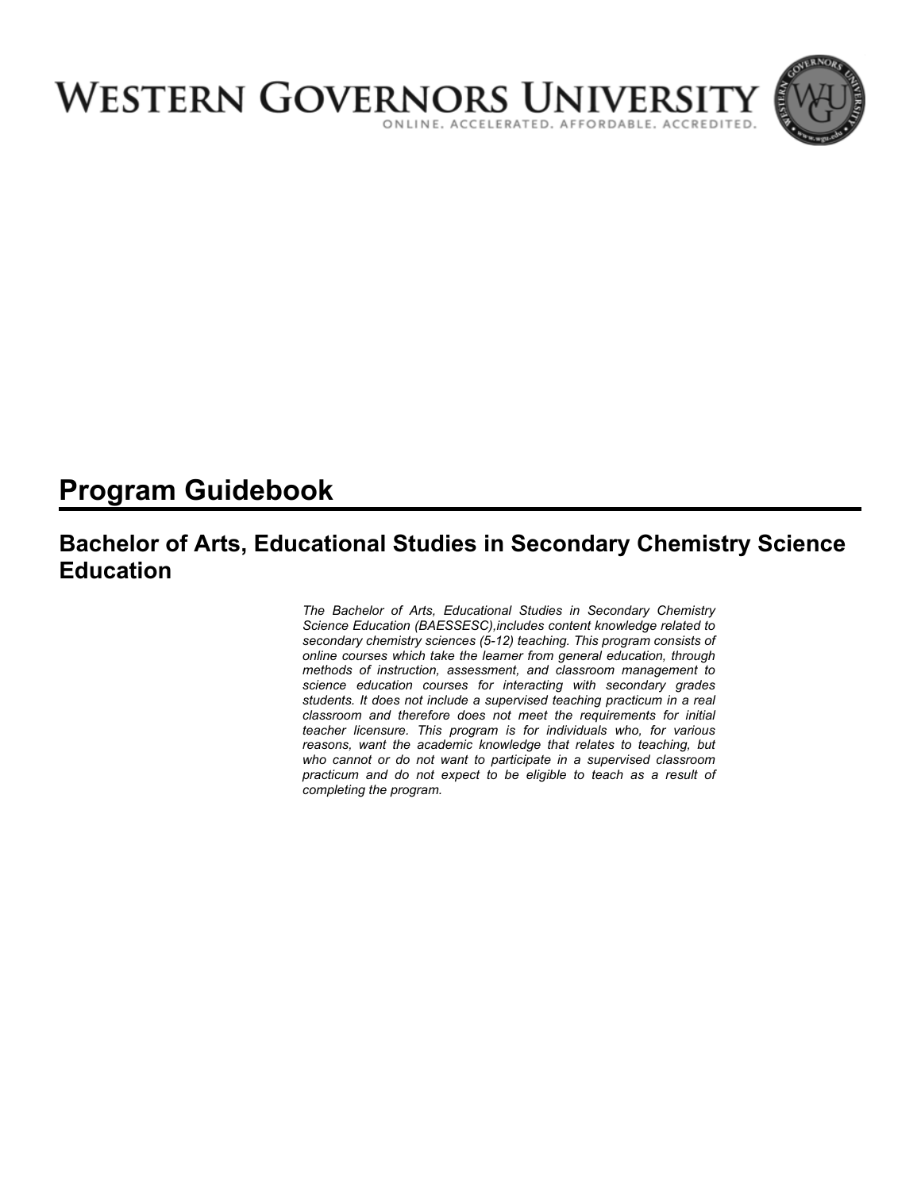# WESTERN GOVERNORS UNIVERSITY

ONLINE. ACCELERATED. AFFORDABLE. ACCREDITED.

## Program Guidebook

### Bachelor of Arts, Educational Studies in Secondary Chemistry Science Education

*The Bachelor of Arts, Educational Studies in Secondary Chemistry Science Education (BAESSESC),includes content knowledge related to secondary chemistry sciences (5-12) teaching. This program consists of online courses which take the learner from general education, through methods of instruction, assessment, and classroom management to science education courses for interacting with secondary grades students. It does not include a supervised teaching practicum in a real classroom and therefore does not meet the requirements for initial teacher licensure. This program is for individuals who, for various reasons, want the academic knowledge that relates to teaching, but who cannot or do not want to participate in a supervised classroom practicum and do not expect to be eligible to teach as a result of completing the program.*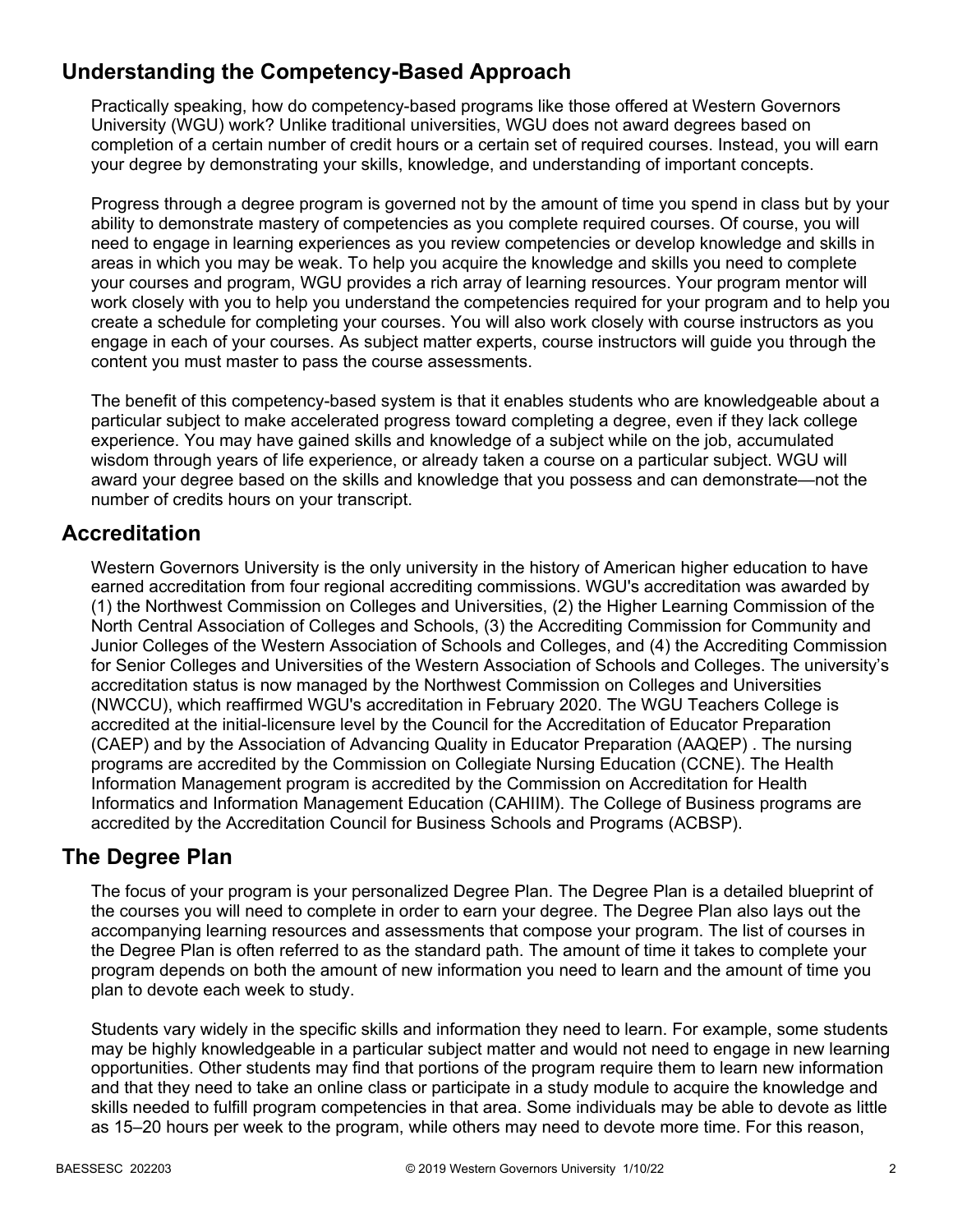## Understanding the Competency-Based Approach

Practically speaking, how do competency-based programs like those offered at Western Governors University (WGU) work? Unlike traditional universities, WGU does not award degrees based on completion of a certain number of credit hours or a certain set of required courses. Instead, you will earn your degree by demonstrating your skills, knowledge, and understanding of important concepts.

Progress through a degree program is governed not by the amount of time you spend in class but by your ability to demonstrate mastery of competencies as you complete required courses. Of course, you will need to engage in learning experiences as you review competencies or develop knowledge and skills in areas in which you may be weak. To help you acquire the knowledge and skills you need to complete your courses and program, WGU provides a rich array of learning resources. Your program mentor will work closely with you to help you understand the competencies required for your program and to help you create a schedule for completing your courses. You will also work closely with course instructors as you engage in each of your courses. As subject matter experts, course instructors will guide you through the content you must master to pass the course assessments.

The benefit of this competency-based system is that it enables students who are knowledgeable about a particular subject to make accelerated progress toward completing a degree, even if they lack college experience. You may have gained skills and knowledge of a subject while on the job, accumulated wisdom through years of life experience, or already taken a course on a particular subject. WGU will award your degree based on the skills and knowledge that you possess and can demonstrate—not the number of credits hours on your transcript.

## Accreditation

Western Governors University is the only university in the history of American higher education to have earned accreditation from four regional accrediting commissions. WGU's accreditation was awarded by (1) the Northwest Commission on Colleges and Universities, (2) the Higher Learning Commission of the North Central Association of Colleges and Schools, (3) the Accrediting Commission for Community and Junior Colleges of the Western Association of Schools and Colleges, and (4) the Accrediting Commission for Senior Colleges and Universities of the Western Association of Schools and Colleges. The university's accreditation status is now managed by the Northwest Commission on Colleges and Universities (NWCCU), which reaffirmed WGU's accreditation in February 2020. The WGU Teachers College is accredited at the initial-licensure level by the Council for the Accreditation of Educator Preparation (CAEP) and by the Association of Advancing Quality in Educator Preparation (AAQEP) . The nursing programs are accredited by the Commission on Collegiate Nursing Education (CCNE). The Health Information Management program is accredited by the Commission on Accreditation for Health Informatics and Information Management Education (CAHIIM). The College of Business programs are accredited by the Accreditation Council for Business Schools and Programs (ACBSP).

## The Degree Plan

The focus of your program is your personalized Degree Plan. The Degree Plan is a detailed blueprint of the courses you will need to complete in order to earn your degree. The Degree Plan also lays out the accompanying learning resources and assessments that compose your program. The list of courses in the Degree Plan is often referred to as the standard path. The amount of time it takes to complete your program depends on both the amount of new information you need to learn and the amount of time you plan to devote each week to study.

Students vary widely in the specific skills and information they need to learn. For example, some students may be highly knowledgeable in a particular subject matter and would not need to engage in new learning opportunities. Other students may find that portions of the program require them to learn new information and that they need to take an online class or participate in a study module to acquire the knowledge and skills needed to fulfill program competencies in that area. Some individuals may be able to devote as little as 15–20 hours per week to the program, while others may need to devote more time. For this reason,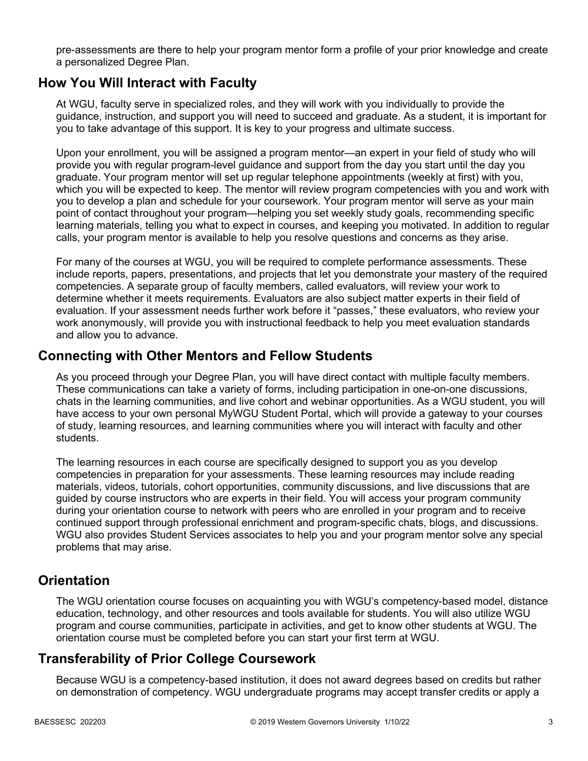pre-assessments are there to help your program mentor form a profile of your prior knowledge and create a personalized Degree Plan.

## How You Will Interact with Faculty

At WGU, faculty serve in specialized roles, and they will work with you individually to provide the guidance, instruction, and support you will need to succeed and graduate. As a student, it is important for you to take advantage of this support. It is key to your progress and ultimate success.

Upon your enrollment, you will be assigned a program mentor—an expert in your field of study who will provide you with regular program-level guidance and support from the day you start until the day you graduate. Your program mentor will set up regular telephone appointments (weekly at first) with you, which you will be expected to keep. The mentor will review program competencies with you and work with you to develop a plan and schedule for your coursework. Your program mentor will serve as your main point of contact throughout your program—helping you set weekly study goals, recommending specific learning materials, telling you what to expect in courses, and keeping you motivated. In addition to regular calls, your program mentor is available to help you resolve questions and concerns as they arise.

For many of the courses at WGU, you will be required to complete performance assessments. These include reports, papers, presentations, and projects that let you demonstrate your mastery of the required competencies. A separate group of faculty members, called evaluators, will review your work to determine whether it meets requirements. Evaluators are also subject matter experts in their field of evaluation. If your assessment needs further work before it "passes," these evaluators, who review your work anonymously, will provide you with instructional feedback to help you meet evaluation standards and allow you to advance.

## Connecting with Other Mentors and Fellow Students

As you proceed through your Degree Plan, you will have direct contact with multiple faculty members. These communications can take a variety of forms, including participation in one-on-one discussions, chats in the learning communities, and live cohort and webinar opportunities. As a WGU student, you will have access to your own personal MyWGU Student Portal, which will provide a gateway to your courses of study, learning resources, and learning communities where you will interact with faculty and other students.

The learning resources in each course are specifically designed to support you as you develop competencies in preparation for your assessments. These learning resources may include reading materials, videos, tutorials, cohort opportunities, community discussions, and live discussions that are guided by course instructors who are experts in their field. You will access your program community during your orientation course to network with peers who are enrolled in your program and to receive continued support through professional enrichment and program-specific chats, blogs, and discussions. WGU also provides Student Services associates to help you and your program mentor solve any special problems that may arise.

## Orientation

The WGU orientation course focuses on acquainting you with WGU's competency-based model, distance education, technology, and other resources and tools available for students. You will also utilize WGU program and course communities, participate in activities, and get to know other students at WGU. The orientation course must be completed before you can start your first term at WGU.

## Transferability of Prior College Coursework

Because WGU is a competency-based institution, it does not award degrees based on credits but rather on demonstration of competency. WGU undergraduate programs may accept transfer credits or apply a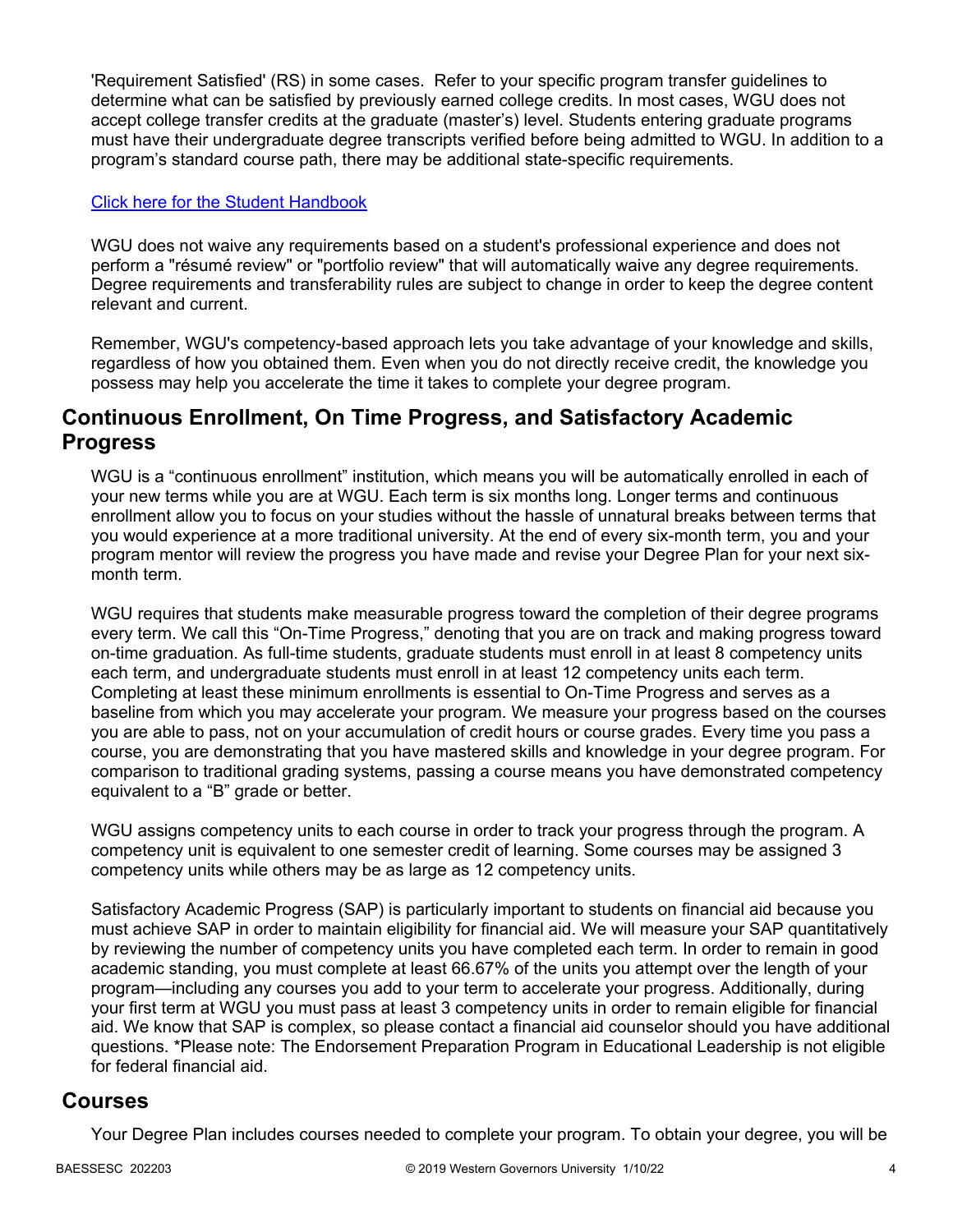'Requirement Satisfied' (RS) in some cases. Refer to your specific program transfer guidelines to determine what can be satisfied by previously earned college credits. In most cases, WGU does not accept college transfer credits at the graduate (master's) level. Students entering graduate programs must have their undergraduate degree transcripts verified before being admitted to WGU. In addition to a program's standard course path, there may be additional state-specific requirements.

[Click here for the Student Handbook]

WGU does not waive any requirements based on a student's professional experience and does not perform a "résumé review" or "portfolio review" that will automatically waive any degree requirements. Degree requirements and transferability rules are subject to change in order to keep the degree content relevant and current.

Remember, WGU's competency-based approach lets you take advantage of your knowledge and skills, regardless of how you obtained them. Even when you do not directly receive credit, the knowledge you possess may help you accelerate the time it takes to complete your degree program.

## Continuous Enrollment, On Time Progress, and Satisfactory Academic Progress

WGU is a "continuous enrollment" institution, which means you will be automatically enrolled in each of your new terms while you are at WGU. Each term is six months long. Longer terms and continuous enrollment allow you to focus on your studies without the hassle of unnatural breaks between terms that you would experience at a more traditional university. At the end of every six-month term, you and your program mentor will review the progress you have made and revise your Degree Plan for your next six-month term.

WGU requires that students make measurable progress toward the completion of their degree programs every term. We call this "On-Time Progress," denoting that you are on track and making progress toward on-time graduation. As full-time students, graduate students must enroll in at least 8 competency units each term, and undergraduate students must enroll in at least 12 competency units each term. Completing at least these minimum enrollments is essential to On-Time Progress and serves as a baseline from which you may accelerate your program. We measure your progress based on the courses you are able to pass, not on your accumulation of credit hours or course grades. Every time you pass a course, you are demonstrating that you have mastered skills and knowledge in your degree program. For comparison to traditional grading systems, passing a course means you have demonstrated competency equivalent to a "B" grade or better.

WGU assigns competency units to each course in order to track your progress through the program. A competency unit is equivalent to one semester credit of learning. Some courses may be assigned 3 competency units while others may be as large as 12 competency units.

Satisfactory Academic Progress (SAP) is particularly important to students on financial aid because you must achieve SAP in order to maintain eligibility for financial aid. We will measure your SAP quantitatively by reviewing the number of competency units you have completed each term. In order to remain in good academic standing, you must complete at least 66.67% of the units you attempt over the length of your program—including any courses you add to your term to accelerate your progress. Additionally, during your first term at WGU you must pass at least 3 competency units in order to remain eligible for financial aid. We know that SAP is complex, so please contact a financial aid counselor should you have additional questions. *Please note: The Endorsement Preparation Program in Educational Leadership is not eligible for federal financial aid.

## Courses

Your Degree Plan includes courses needed to complete your program. To obtain your degree, you will be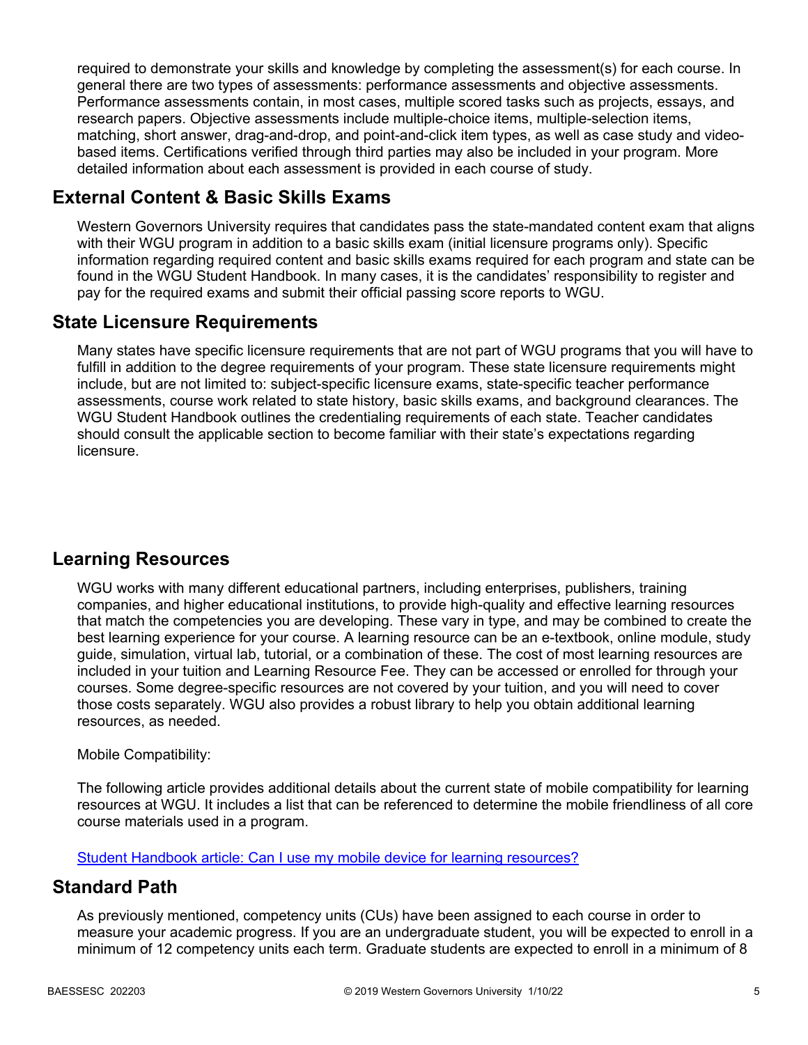required to demonstrate your skills and knowledge by completing the assessment(s) for each course. In general there are two types of assessments: performance assessments and objective assessments. Performance assessments contain, in most cases, multiple scored tasks such as projects, essays, and research papers. Objective assessments include multiple-choice items, multiple-selection items, matching, short answer, drag-and-drop, and point-and-click item types, as well as case study and video-based items. Certifications verified through third parties may also be included in your program. More detailed information about each assessment is provided in each course of study.

## External Content & Basic Skills Exams

Western Governors University requires that candidates pass the state-mandated content exam that aligns with their WGU program in addition to a basic skills exam (initial licensure programs only). Specific information regarding required content and basic skills exams required for each program and state can be found in the WGU Student Handbook. In many cases, it is the candidates' responsibility to register and pay for the required exams and submit their official passing score reports to WGU.

## State Licensure Requirements

Many states have specific licensure requirements that are not part of WGU programs that you will have to fulfill in addition to the degree requirements of your program. These state licensure requirements might include, but are not limited to: subject-specific licensure exams, state-specific teacher performance assessments, course work related to state history, basic skills exams, and background clearances. The WGU Student Handbook outlines the credentialing requirements of each state. Teacher candidates should consult the applicable section to become familiar with their state's expectations regarding licensure.

## Learning Resources

WGU works with many different educational partners, including enterprises, publishers, training companies, and higher educational institutions, to provide high-quality and effective learning resources that match the competencies you are developing. These vary in type, and may be combined to create the best learning experience for your course. A learning resource can be an e-textbook, online module, study guide, simulation, virtual lab, tutorial, or a combination of these. The cost of most learning resources are included in your tuition and Learning Resource Fee. They can be accessed or enrolled for through your courses. Some degree-specific resources are not covered by your tuition, and you will need to cover those costs separately. WGU also provides a robust library to help you obtain additional learning resources, as needed.

Mobile Compatibility:

The following article provides additional details about the current state of mobile compatibility for learning resources at WGU. It includes a list that can be referenced to determine the mobile friendliness of all core course materials used in a program.

[Student Handbook article: Can I use my mobile device for learning resources?]

## Standard Path

As previously mentioned, competency units (CUs) have been assigned to each course in order to measure your academic progress. If you are an undergraduate student, you will be expected to enroll in a minimum of 12 competency units each term. Graduate students are expected to enroll in a minimum of 8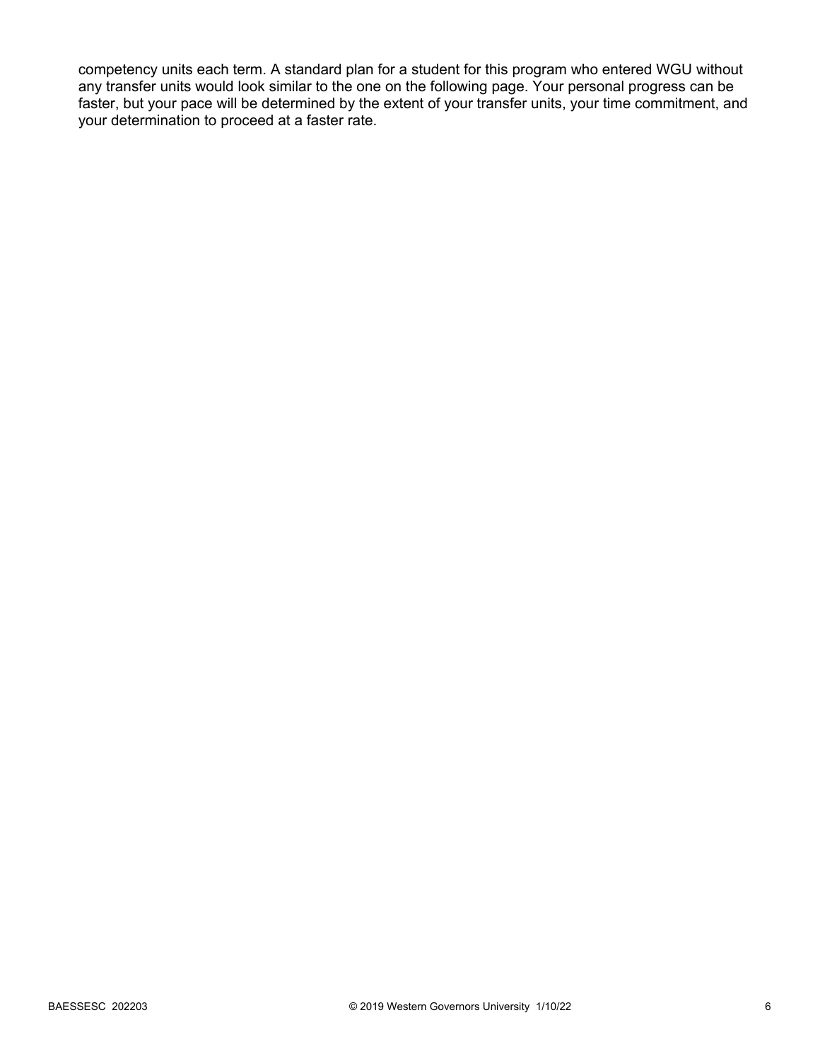competency units each term. A standard plan for a student for this program who entered WGU without any transfer units would look similar to the one on the following page. Your personal progress can be faster, but your pace will be determined by the extent of your transfer units, your time commitment, and your determination to proceed at a faster rate.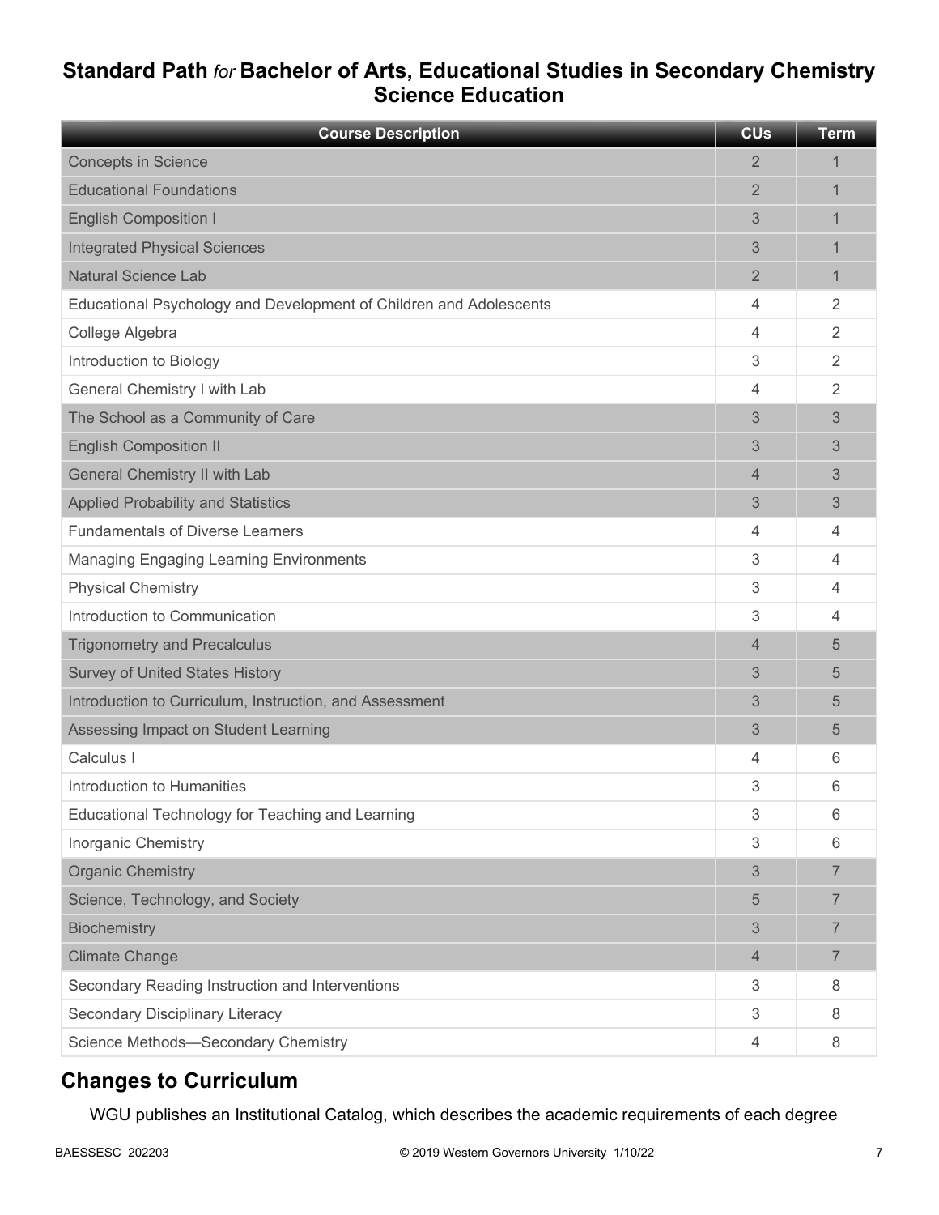## Standard Path *for* Bachelor of Arts, Educational Studies in Secondary Chemistry Science Education

| Course Description | CUs | Term |
|---|---|---|
| Concepts in Science | 2 | 1 |
| Educational Foundations | 2 | 1 |
| English Composition I | 3 | 1 |
| Integrated Physical Sciences | 3 | 1 |
| Natural Science Lab | 2 | 1 |
| Educational Psychology and Development of Children and Adolescents | 4 | 2 |
| College Algebra | 4 | 2 |
| Introduction to Biology | 3 | 2 |
| General Chemistry I with Lab | 4 | 2 |
| The School as a Community of Care | 3 | 3 |
| English Composition II | 3 | 3 |
| General Chemistry II with Lab | 4 | 3 |
| Applied Probability and Statistics | 3 | 3 |
| Fundamentals of Diverse Learners | 4 | 4 |
| Managing Engaging Learning Environments | 3 | 4 |
| Physical Chemistry | 3 | 4 |
| Introduction to Communication | 3 | 4 |
| Trigonometry and Precalculus | 4 | 5 |
| Survey of United States History | 3 | 5 |
| Introduction to Curriculum, Instruction, and Assessment | 3 | 5 |
| Assessing Impact on Student Learning | 3 | 5 |
| Calculus I | 4 | 6 |
| Introduction to Humanities | 3 | 6 |
| Educational Technology for Teaching and Learning | 3 | 6 |
| Inorganic Chemistry | 3 | 6 |
| Organic Chemistry | 3 | 7 |
| Science, Technology, and Society | 5 | 7 |
| Biochemistry | 3 | 7 |
| Climate Change | 4 | 7 |
| Secondary Reading Instruction and Interventions | 3 | 8 |
| Secondary Disciplinary Literacy | 3 | 8 |
| Science Methods—Secondary Chemistry | 4 | 8 |

## Changes to Curriculum

WGU publishes an Institutional Catalog, which describes the academic requirements of each degree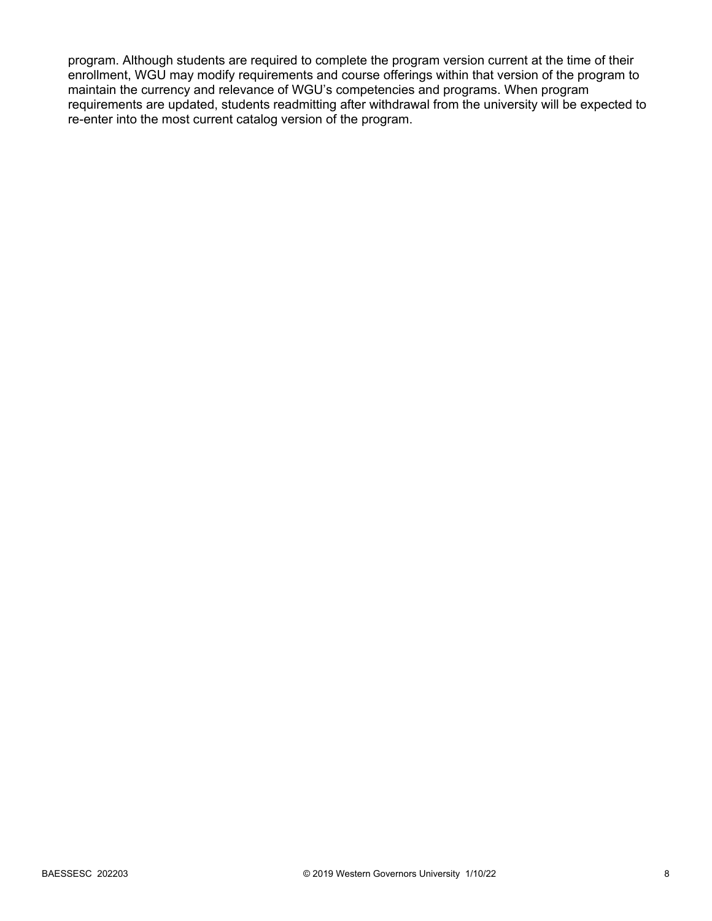program. Although students are required to complete the program version current at the time of their enrollment, WGU may modify requirements and course offerings within that version of the program to maintain the currency and relevance of WGU's competencies and programs. When program requirements are updated, students readmitting after withdrawal from the university will be expected to re-enter into the most current catalog version of the program.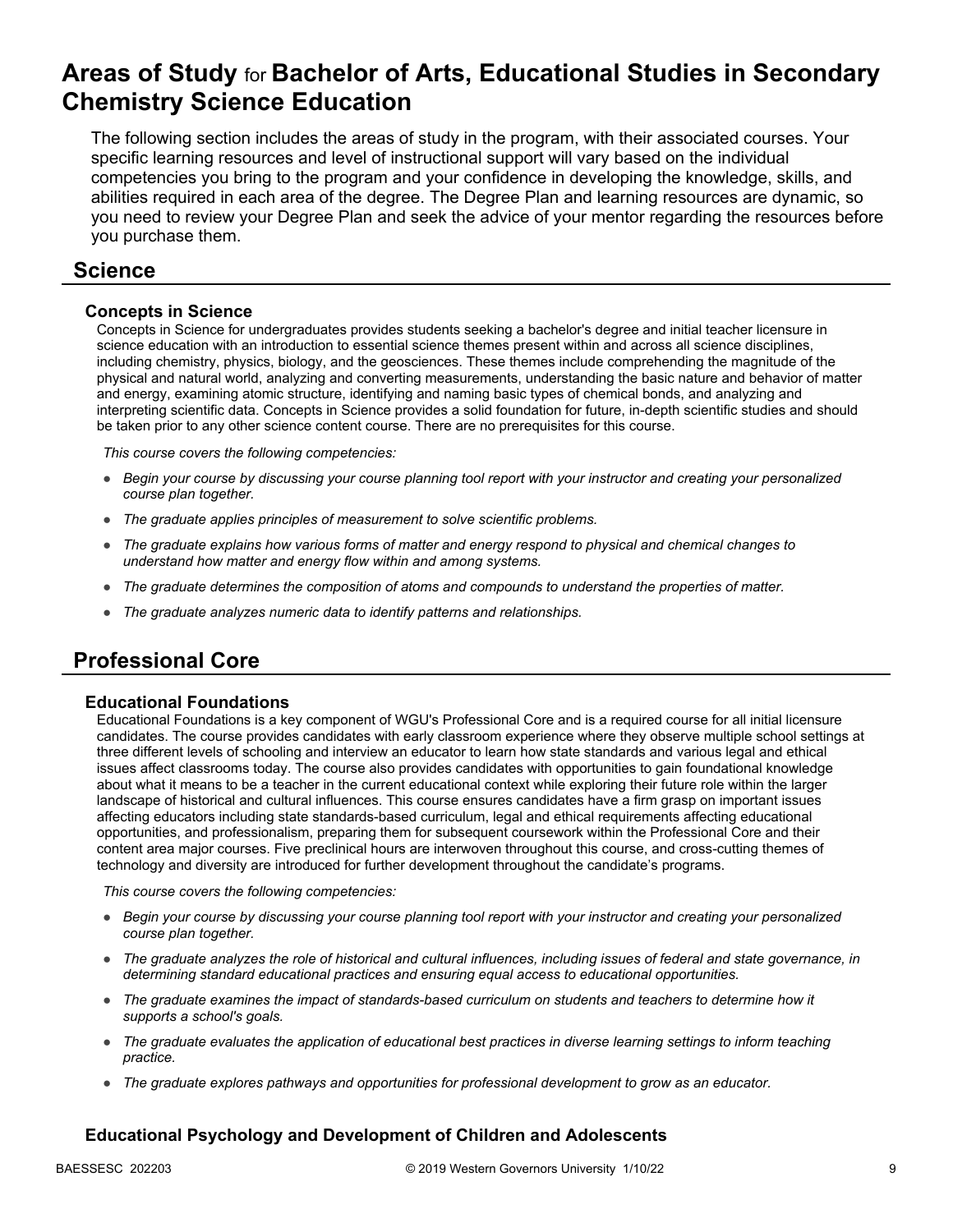# Areas of Study for Bachelor of Arts, Educational Studies in Secondary Chemistry Science Education

The following section includes the areas of study in the program, with their associated courses. Your specific learning resources and level of instructional support will vary based on the individual competencies you bring to the program and your confidence in developing the knowledge, skills, and abilities required in each area of the degree. The Degree Plan and learning resources are dynamic, so you need to review your Degree Plan and seek the advice of your mentor regarding the resources before you purchase them.

## Science

### Concepts in Science

Concepts in Science for undergraduates provides students seeking a bachelor's degree and initial teacher licensure in science education with an introduction to essential science themes present within and across all science disciplines, including chemistry, physics, biology, and the geosciences. These themes include comprehending the magnitude of the physical and natural world, analyzing and converting measurements, understanding the basic nature and behavior of matter and energy, examining atomic structure, identifying and naming basic types of chemical bonds, and analyzing and interpreting scientific data. Concepts in Science provides a solid foundation for future, in-depth scientific studies and should be taken prior to any other science content course. There are no prerequisites for this course.

*This course covers the following competencies:*

- *Begin your course by discussing your course planning tool report with your instructor and creating your personalized course plan together.*
- *The graduate applies principles of measurement to solve scientific problems.*
- *The graduate explains how various forms of matter and energy respond to physical and chemical changes to understand how matter and energy flow within and among systems.*
- *The graduate determines the composition of atoms and compounds to understand the properties of matter.*
- *The graduate analyzes numeric data to identify patterns and relationships.*

## Professional Core

### Educational Foundations

Educational Foundations is a key component of WGU's Professional Core and is a required course for all initial licensure candidates. The course provides candidates with early classroom experience where they observe multiple school settings at three different levels of schooling and interview an educator to learn how state standards and various legal and ethical issues affect classrooms today. The course also provides candidates with opportunities to gain foundational knowledge about what it means to be a teacher in the current educational context while exploring their future role within the larger landscape of historical and cultural influences. This course ensures candidates have a firm grasp on important issues affecting educators including state standards-based curriculum, legal and ethical requirements affecting educational opportunities, and professionalism, preparing them for subsequent coursework within the Professional Core and their content area major courses. Five preclinical hours are interwoven throughout this course, and cross-cutting themes of technology and diversity are introduced for further development throughout the candidate's programs.

*This course covers the following competencies:*

- *Begin your course by discussing your course planning tool report with your instructor and creating your personalized course plan together.*
- *The graduate analyzes the role of historical and cultural influences, including issues of federal and state governance, in determining standard educational practices and ensuring equal access to educational opportunities.*
- *The graduate examines the impact of standards-based curriculum on students and teachers to determine how it supports a school's goals.*
- *The graduate evaluates the application of educational best practices in diverse learning settings to inform teaching practice.*
- *The graduate explores pathways and opportunities for professional development to grow as an educator.*

### Educational Psychology and Development of Children and Adolescents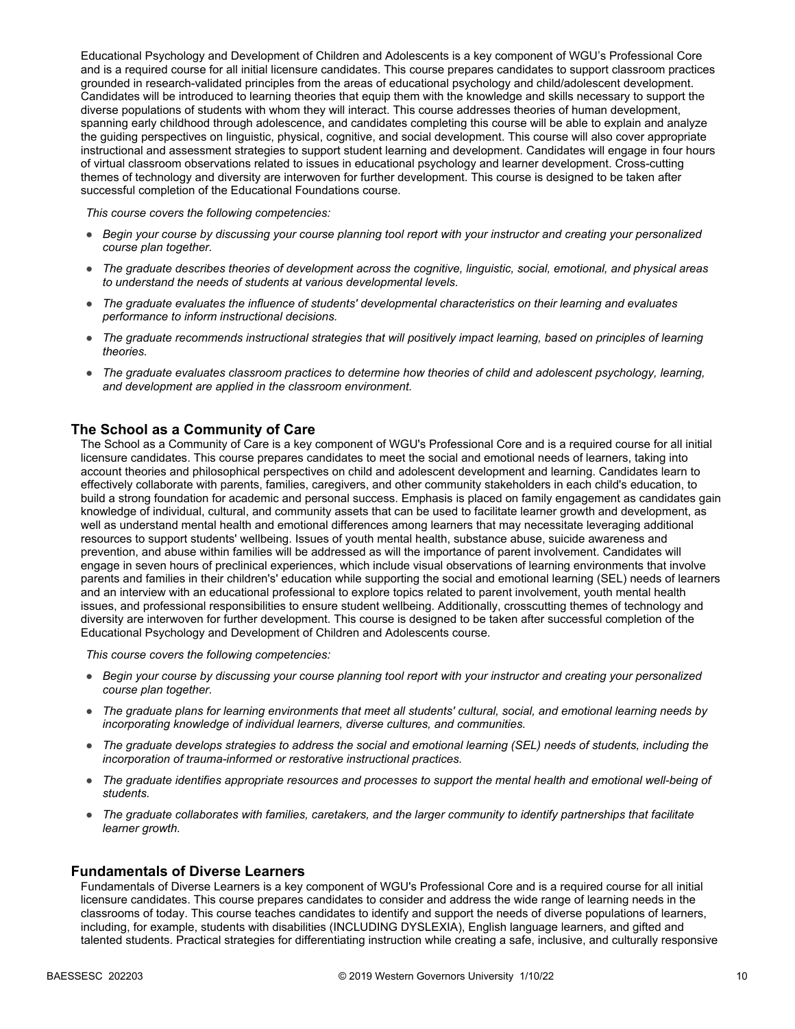Educational Psychology and Development of Children and Adolescents is a key component of WGU's Professional Core and is a required course for all initial licensure candidates. This course prepares candidates to support classroom practices grounded in research-validated principles from the areas of educational psychology and child/adolescent development. Candidates will be introduced to learning theories that equip them with the knowledge and skills necessary to support the diverse populations of students with whom they will interact. This course addresses theories of human development, spanning early childhood through adolescence, and candidates completing this course will be able to explain and analyze the guiding perspectives on linguistic, physical, cognitive, and social development. This course will also cover appropriate instructional and assessment strategies to support student learning and development. Candidates will engage in four hours of virtual classroom observations related to issues in educational psychology and learner development. Cross-cutting themes of technology and diversity are interwoven for further development. This course is designed to be taken after successful completion of the Educational Foundations course.

*This course covers the following competencies:*

- *Begin your course by discussing your course planning tool report with your instructor and creating your personalized course plan together.*
- *The graduate describes theories of development across the cognitive, linguistic, social, emotional, and physical areas to understand the needs of students at various developmental levels.*
- *The graduate evaluates the influence of students' developmental characteristics on their learning and evaluates performance to inform instructional decisions.*
- *The graduate recommends instructional strategies that will positively impact learning, based on principles of learning theories.*
- *The graduate evaluates classroom practices to determine how theories of child and adolescent psychology, learning, and development are applied in the classroom environment.*

### The School as a Community of Care

The School as a Community of Care is a key component of WGU's Professional Core and is a required course for all initial licensure candidates. This course prepares candidates to meet the social and emotional needs of learners, taking into account theories and philosophical perspectives on child and adolescent development and learning. Candidates learn to effectively collaborate with parents, families, caregivers, and other community stakeholders in each child's education, to build a strong foundation for academic and personal success. Emphasis is placed on family engagement as candidates gain knowledge of individual, cultural, and community assets that can be used to facilitate learner growth and development, as well as understand mental health and emotional differences among learners that may necessitate leveraging additional resources to support students' wellbeing. Issues of youth mental health, substance abuse, suicide awareness and prevention, and abuse within families will be addressed as will the importance of parent involvement. Candidates will engage in seven hours of preclinical experiences, which include visual observations of learning environments that involve parents and families in their children's' education while supporting the social and emotional learning (SEL) needs of learners and an interview with an educational professional to explore topics related to parent involvement, youth mental health issues, and professional responsibilities to ensure student wellbeing. Additionally, crosscutting themes of technology and diversity are interwoven for further development. This course is designed to be taken after successful completion of the Educational Psychology and Development of Children and Adolescents course.

*This course covers the following competencies:*

- *Begin your course by discussing your course planning tool report with your instructor and creating your personalized course plan together.*
- *The graduate plans for learning environments that meet all students' cultural, social, and emotional learning needs by incorporating knowledge of individual learners, diverse cultures, and communities.*
- *The graduate develops strategies to address the social and emotional learning (SEL) needs of students, including the incorporation of trauma-informed or restorative instructional practices.*
- *The graduate identifies appropriate resources and processes to support the mental health and emotional well-being of students.*
- *The graduate collaborates with families, caretakers, and the larger community to identify partnerships that facilitate learner growth.*

### Fundamentals of Diverse Learners

Fundamentals of Diverse Learners is a key component of WGU's Professional Core and is a required course for all initial licensure candidates. This course prepares candidates to consider and address the wide range of learning needs in the classrooms of today. This course teaches candidates to identify and support the needs of diverse populations of learners, including, for example, students with disabilities (INCLUDING DYSLEXIA), English language learners, and gifted and talented students. Practical strategies for differentiating instruction while creating a safe, inclusive, and culturally responsive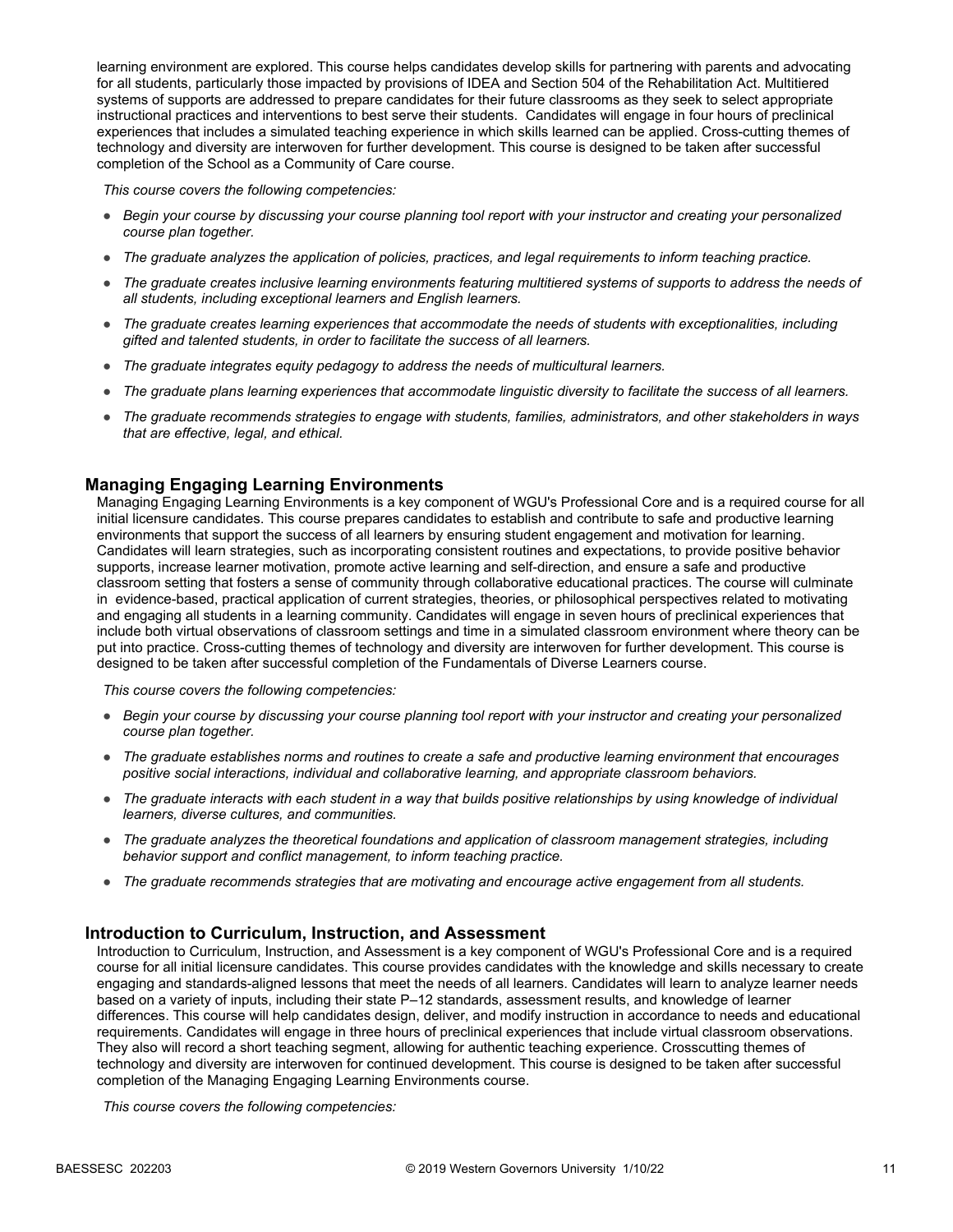learning environment are explored. This course helps candidates develop skills for partnering with parents and advocating for all students, particularly those impacted by provisions of IDEA and Section 504 of the Rehabilitation Act. Multitiered systems of supports are addressed to prepare candidates for their future classrooms as they seek to select appropriate instructional practices and interventions to best serve their students. Candidates will engage in four hours of preclinical experiences that includes a simulated teaching experience in which skills learned can be applied. Cross-cutting themes of technology and diversity are interwoven for further development. This course is designed to be taken after successful completion of the School as a Community of Care course.

*This course covers the following competencies:*

- *Begin your course by discussing your course planning tool report with your instructor and creating your personalized course plan together.*
- *The graduate analyzes the application of policies, practices, and legal requirements to inform teaching practice.*
- *The graduate creates inclusive learning environments featuring multitiered systems of supports to address the needs of all students, including exceptional learners and English learners.*
- *The graduate creates learning experiences that accommodate the needs of students with exceptionalities, including gifted and talented students, in order to facilitate the success of all learners.*
- *The graduate integrates equity pedagogy to address the needs of multicultural learners.*
- *The graduate plans learning experiences that accommodate linguistic diversity to facilitate the success of all learners.*
- *The graduate recommends strategies to engage with students, families, administrators, and other stakeholders in ways that are effective, legal, and ethical.*

### Managing Engaging Learning Environments

Managing Engaging Learning Environments is a key component of WGU's Professional Core and is a required course for all initial licensure candidates. This course prepares candidates to establish and contribute to safe and productive learning environments that support the success of all learners by ensuring student engagement and motivation for learning. Candidates will learn strategies, such as incorporating consistent routines and expectations, to provide positive behavior supports, increase learner motivation, promote active learning and self-direction, and ensure a safe and productive classroom setting that fosters a sense of community through collaborative educational practices. The course will culminate in evidence-based, practical application of current strategies, theories, or philosophical perspectives related to motivating and engaging all students in a learning community. Candidates will engage in seven hours of preclinical experiences that include both virtual observations of classroom settings and time in a simulated classroom environment where theory can be put into practice. Cross-cutting themes of technology and diversity are interwoven for further development. This course is designed to be taken after successful completion of the Fundamentals of Diverse Learners course.

*This course covers the following competencies:*

- *Begin your course by discussing your course planning tool report with your instructor and creating your personalized course plan together.*
- *The graduate establishes norms and routines to create a safe and productive learning environment that encourages positive social interactions, individual and collaborative learning, and appropriate classroom behaviors.*
- *The graduate interacts with each student in a way that builds positive relationships by using knowledge of individual learners, diverse cultures, and communities.*
- *The graduate analyzes the theoretical foundations and application of classroom management strategies, including behavior support and conflict management, to inform teaching practice.*
- *The graduate recommends strategies that are motivating and encourage active engagement from all students.*

### Introduction to Curriculum, Instruction, and Assessment

Introduction to Curriculum, Instruction, and Assessment is a key component of WGU's Professional Core and is a required course for all initial licensure candidates. This course provides candidates with the knowledge and skills necessary to create engaging and standards-aligned lessons that meet the needs of all learners. Candidates will learn to analyze learner needs based on a variety of inputs, including their state P–12 standards, assessment results, and knowledge of learner differences. This course will help candidates design, deliver, and modify instruction in accordance to needs and educational requirements. Candidates will engage in three hours of preclinical experiences that include virtual classroom observations. They also will record a short teaching segment, allowing for authentic teaching experience. Crosscutting themes of technology and diversity are interwoven for continued development. This course is designed to be taken after successful completion of the Managing Engaging Learning Environments course.

*This course covers the following competencies:*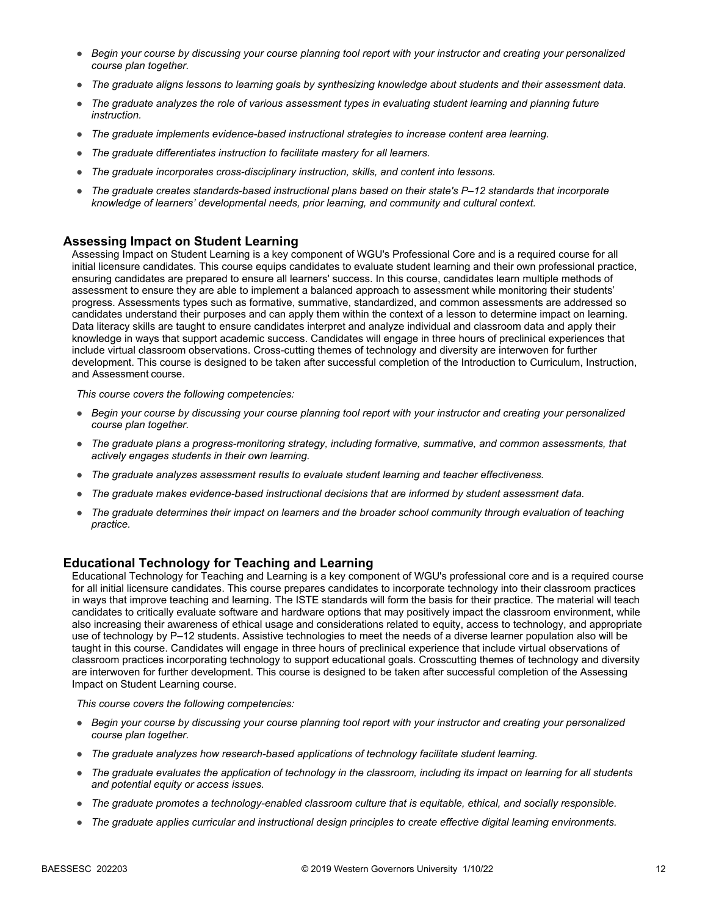- *Begin your course by discussing your course planning tool report with your instructor and creating your personalized course plan together.*
- *The graduate aligns lessons to learning goals by synthesizing knowledge about students and their assessment data.*
- *The graduate analyzes the role of various assessment types in evaluating student learning and planning future instruction.*
- *The graduate implements evidence-based instructional strategies to increase content area learning.*
- *The graduate differentiates instruction to facilitate mastery for all learners.*
- *The graduate incorporates cross-disciplinary instruction, skills, and content into lessons.*
- *The graduate creates standards-based instructional plans based on their state's P–12 standards that incorporate knowledge of learners' developmental needs, prior learning, and community and cultural context.*

### Assessing Impact on Student Learning

Assessing Impact on Student Learning is a key component of WGU's Professional Core and is a required course for all initial licensure candidates. This course equips candidates to evaluate student learning and their own professional practice, ensuring candidates are prepared to ensure all learners' success. In this course, candidates learn multiple methods of assessment to ensure they are able to implement a balanced approach to assessment while monitoring their students' progress. Assessments types such as formative, summative, standardized, and common assessments are addressed so candidates understand their purposes and can apply them within the context of a lesson to determine impact on learning. Data literacy skills are taught to ensure candidates interpret and analyze individual and classroom data and apply their knowledge in ways that support academic success. Candidates will engage in three hours of preclinical experiences that include virtual classroom observations. Cross-cutting themes of technology and diversity are interwoven for further development. This course is designed to be taken after successful completion of the Introduction to Curriculum, Instruction, and Assessment course.

*This course covers the following competencies:*

- *Begin your course by discussing your course planning tool report with your instructor and creating your personalized course plan together.*
- *The graduate plans a progress-monitoring strategy, including formative, summative, and common assessments, that actively engages students in their own learning.*
- *The graduate analyzes assessment results to evaluate student learning and teacher effectiveness.*
- *The graduate makes evidence-based instructional decisions that are informed by student assessment data.*
- *The graduate determines their impact on learners and the broader school community through evaluation of teaching practice.*

### Educational Technology for Teaching and Learning

Educational Technology for Teaching and Learning is a key component of WGU's professional core and is a required course for all initial licensure candidates. This course prepares candidates to incorporate technology into their classroom practices in ways that improve teaching and learning. The ISTE standards will form the basis for their practice. The material will teach candidates to critically evaluate software and hardware options that may positively impact the classroom environment, while also increasing their awareness of ethical usage and considerations related to equity, access to technology, and appropriate use of technology by P–12 students. Assistive technologies to meet the needs of a diverse learner population also will be taught in this course. Candidates will engage in three hours of preclinical experience that include virtual observations of classroom practices incorporating technology to support educational goals. Crosscutting themes of technology and diversity are interwoven for further development. This course is designed to be taken after successful completion of the Assessing Impact on Student Learning course.

*This course covers the following competencies:*

- *Begin your course by discussing your course planning tool report with your instructor and creating your personalized course plan together.*
- *The graduate analyzes how research-based applications of technology facilitate student learning.*
- *The graduate evaluates the application of technology in the classroom, including its impact on learning for all students and potential equity or access issues.*
- *The graduate promotes a technology-enabled classroom culture that is equitable, ethical, and socially responsible.*
- *The graduate applies curricular and instructional design principles to create effective digital learning environments.*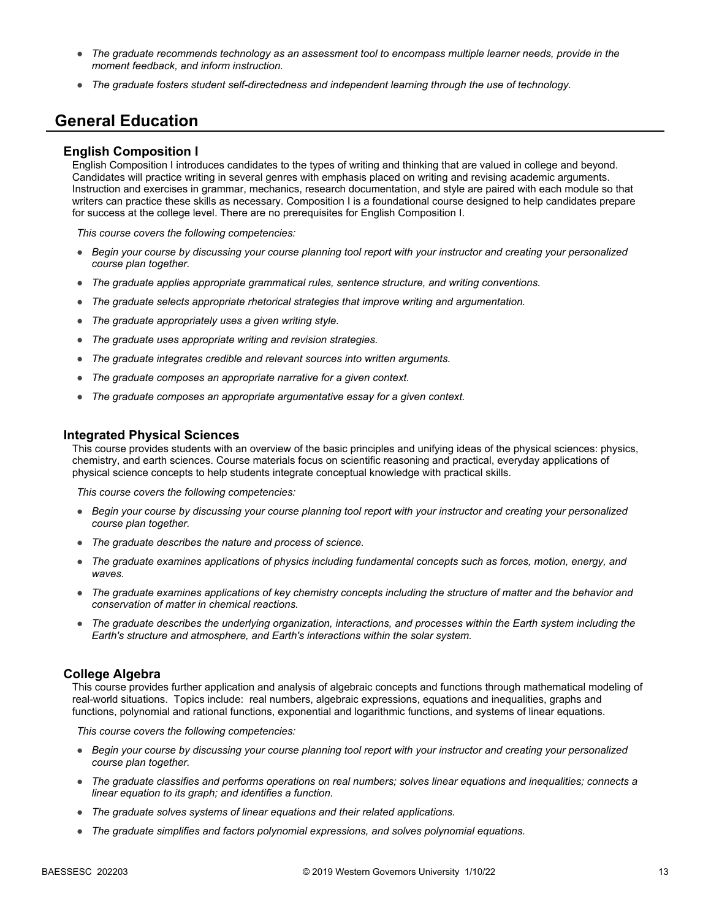- *The graduate recommends technology as an assessment tool to encompass multiple learner needs, provide in the moment feedback, and inform instruction.*
- *The graduate fosters student self-directedness and independent learning through the use of technology.*

## General Education

### English Composition I

English Composition I introduces candidates to the types of writing and thinking that are valued in college and beyond. Candidates will practice writing in several genres with emphasis placed on writing and revising academic arguments. Instruction and exercises in grammar, mechanics, research documentation, and style are paired with each module so that writers can practice these skills as necessary. Composition I is a foundational course designed to help candidates prepare for success at the college level. There are no prerequisites for English Composition I.

*This course covers the following competencies:*

- *Begin your course by discussing your course planning tool report with your instructor and creating your personalized course plan together.*
- *The graduate applies appropriate grammatical rules, sentence structure, and writing conventions.*
- *The graduate selects appropriate rhetorical strategies that improve writing and argumentation.*
- *The graduate appropriately uses a given writing style.*
- *The graduate uses appropriate writing and revision strategies.*
- *The graduate integrates credible and relevant sources into written arguments.*
- *The graduate composes an appropriate narrative for a given context.*
- *The graduate composes an appropriate argumentative essay for a given context.*

### Integrated Physical Sciences

This course provides students with an overview of the basic principles and unifying ideas of the physical sciences: physics, chemistry, and earth sciences. Course materials focus on scientific reasoning and practical, everyday applications of physical science concepts to help students integrate conceptual knowledge with practical skills.

*This course covers the following competencies:*

- *Begin your course by discussing your course planning tool report with your instructor and creating your personalized course plan together.*
- *The graduate describes the nature and process of science.*
- *The graduate examines applications of physics including fundamental concepts such as forces, motion, energy, and waves.*
- *The graduate examines applications of key chemistry concepts including the structure of matter and the behavior and conservation of matter in chemical reactions.*
- *The graduate describes the underlying organization, interactions, and processes within the Earth system including the Earth's structure and atmosphere, and Earth's interactions within the solar system.*

### College Algebra

This course provides further application and analysis of algebraic concepts and functions through mathematical modeling of real-world situations. Topics include: real numbers, algebraic expressions, equations and inequalities, graphs and functions, polynomial and rational functions, exponential and logarithmic functions, and systems of linear equations.

*This course covers the following competencies:*

- *Begin your course by discussing your course planning tool report with your instructor and creating your personalized course plan together.*
- *The graduate classifies and performs operations on real numbers; solves linear equations and inequalities; connects a linear equation to its graph; and identifies a function.*
- *The graduate solves systems of linear equations and their related applications.*
- *The graduate simplifies and factors polynomial expressions, and solves polynomial equations.*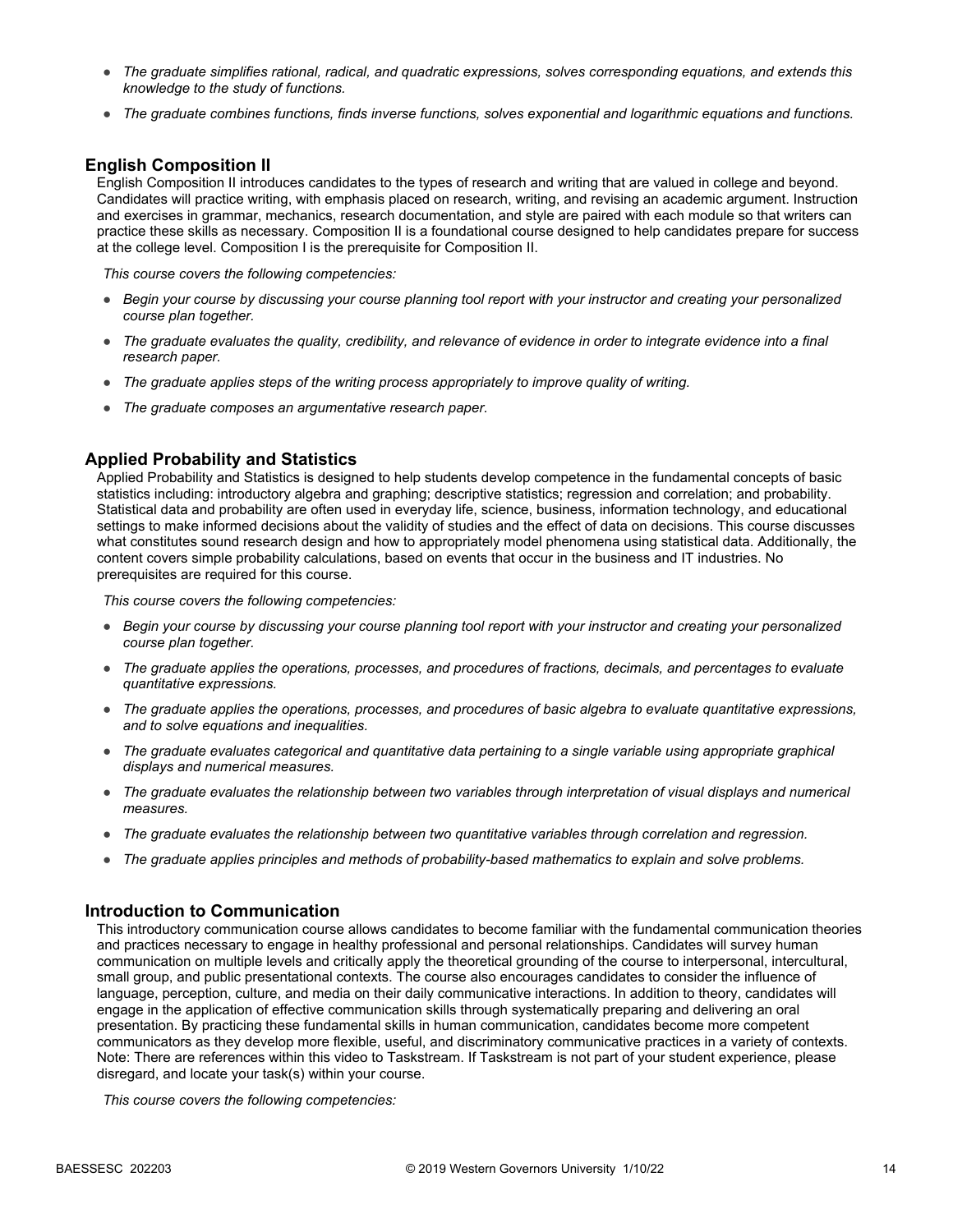- *The graduate simplifies rational, radical, and quadratic expressions, solves corresponding equations, and extends this knowledge to the study of functions.*
- *The graduate combines functions, finds inverse functions, solves exponential and logarithmic equations and functions.*

## English Composition II

English Composition II introduces candidates to the types of research and writing that are valued in college and beyond. Candidates will practice writing, with emphasis placed on research, writing, and revising an academic argument. Instruction and exercises in grammar, mechanics, research documentation, and style are paired with each module so that writers can practice these skills as necessary. Composition II is a foundational course designed to help candidates prepare for success at the college level. Composition I is the prerequisite for Composition II.

*This course covers the following competencies:*

- *Begin your course by discussing your course planning tool report with your instructor and creating your personalized course plan together.*
- *The graduate evaluates the quality, credibility, and relevance of evidence in order to integrate evidence into a final research paper.*
- *The graduate applies steps of the writing process appropriately to improve quality of writing.*
- *The graduate composes an argumentative research paper.*

## Applied Probability and Statistics

Applied Probability and Statistics is designed to help students develop competence in the fundamental concepts of basic statistics including: introductory algebra and graphing; descriptive statistics; regression and correlation; and probability. Statistical data and probability are often used in everyday life, science, business, information technology, and educational settings to make informed decisions about the validity of studies and the effect of data on decisions. This course discusses what constitutes sound research design and how to appropriately model phenomena using statistical data. Additionally, the content covers simple probability calculations, based on events that occur in the business and IT industries. No prerequisites are required for this course.

*This course covers the following competencies:*

- *Begin your course by discussing your course planning tool report with your instructor and creating your personalized course plan together.*
- *The graduate applies the operations, processes, and procedures of fractions, decimals, and percentages to evaluate quantitative expressions.*
- *The graduate applies the operations, processes, and procedures of basic algebra to evaluate quantitative expressions, and to solve equations and inequalities.*
- *The graduate evaluates categorical and quantitative data pertaining to a single variable using appropriate graphical displays and numerical measures.*
- *The graduate evaluates the relationship between two variables through interpretation of visual displays and numerical measures.*
- *The graduate evaluates the relationship between two quantitative variables through correlation and regression.*
- *The graduate applies principles and methods of probability-based mathematics to explain and solve problems.*

## Introduction to Communication

This introductory communication course allows candidates to become familiar with the fundamental communication theories and practices necessary to engage in healthy professional and personal relationships. Candidates will survey human communication on multiple levels and critically apply the theoretical grounding of the course to interpersonal, intercultural, small group, and public presentational contexts. The course also encourages candidates to consider the influence of language, perception, culture, and media on their daily communicative interactions. In addition to theory, candidates will engage in the application of effective communication skills through systematically preparing and delivering an oral presentation. By practicing these fundamental skills in human communication, candidates become more competent communicators as they develop more flexible, useful, and discriminatory communicative practices in a variety of contexts. Note: There are references within this video to Taskstream. If Taskstream is not part of your student experience, please disregard, and locate your task(s) within your course.

*This course covers the following competencies:*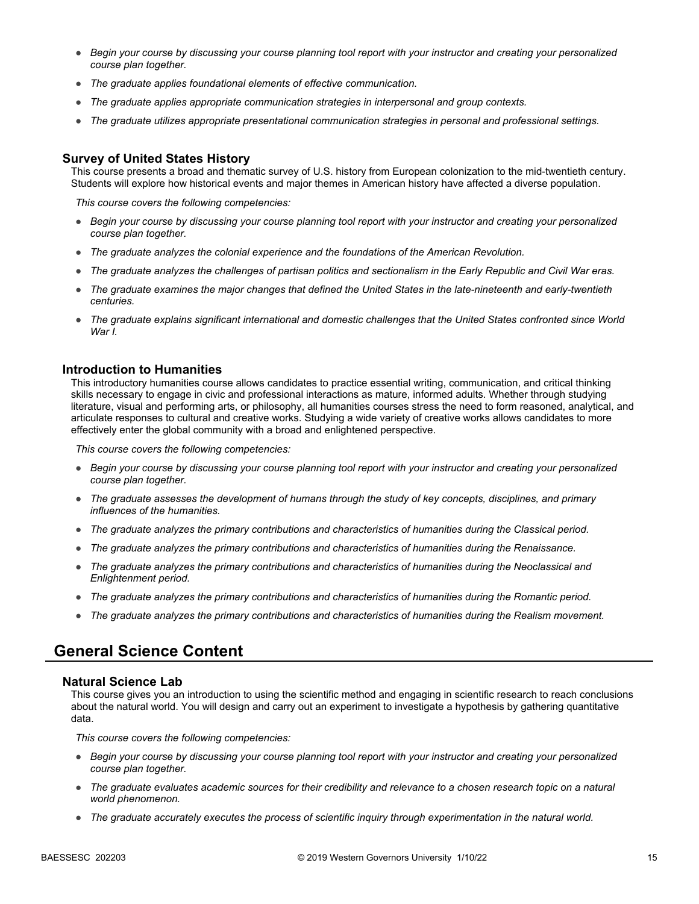- *Begin your course by discussing your course planning tool report with your instructor and creating your personalized course plan together.*
- *The graduate applies foundational elements of effective communication.*
- *The graduate applies appropriate communication strategies in interpersonal and group contexts.*
- *The graduate utilizes appropriate presentational communication strategies in personal and professional settings.*

### Survey of United States History

This course presents a broad and thematic survey of U.S. history from European colonization to the mid-twentieth century. Students will explore how historical events and major themes in American history have affected a diverse population.

*This course covers the following competencies:*

- *Begin your course by discussing your course planning tool report with your instructor and creating your personalized course plan together.*
- *The graduate analyzes the colonial experience and the foundations of the American Revolution.*
- *The graduate analyzes the challenges of partisan politics and sectionalism in the Early Republic and Civil War eras.*
- *The graduate examines the major changes that defined the United States in the late-nineteenth and early-twentieth centuries.*
- *The graduate explains significant international and domestic challenges that the United States confronted since World War I.*

### Introduction to Humanities

This introductory humanities course allows candidates to practice essential writing, communication, and critical thinking skills necessary to engage in civic and professional interactions as mature, informed adults. Whether through studying literature, visual and performing arts, or philosophy, all humanities courses stress the need to form reasoned, analytical, and articulate responses to cultural and creative works. Studying a wide variety of creative works allows candidates to more effectively enter the global community with a broad and enlightened perspective.

*This course covers the following competencies:*

- *Begin your course by discussing your course planning tool report with your instructor and creating your personalized course plan together.*
- *The graduate assesses the development of humans through the study of key concepts, disciplines, and primary influences of the humanities.*
- *The graduate analyzes the primary contributions and characteristics of humanities during the Classical period.*
- *The graduate analyzes the primary contributions and characteristics of humanities during the Renaissance.*
- *The graduate analyzes the primary contributions and characteristics of humanities during the Neoclassical and Enlightenment period.*
- *The graduate analyzes the primary contributions and characteristics of humanities during the Romantic period.*
- *The graduate analyzes the primary contributions and characteristics of humanities during the Realism movement.*

## General Science Content

### Natural Science Lab

This course gives you an introduction to using the scientific method and engaging in scientific research to reach conclusions about the natural world. You will design and carry out an experiment to investigate a hypothesis by gathering quantitative data.

*This course covers the following competencies:*

- *Begin your course by discussing your course planning tool report with your instructor and creating your personalized course plan together.*
- *The graduate evaluates academic sources for their credibility and relevance to a chosen research topic on a natural world phenomenon.*
- *The graduate accurately executes the process of scientific inquiry through experimentation in the natural world.*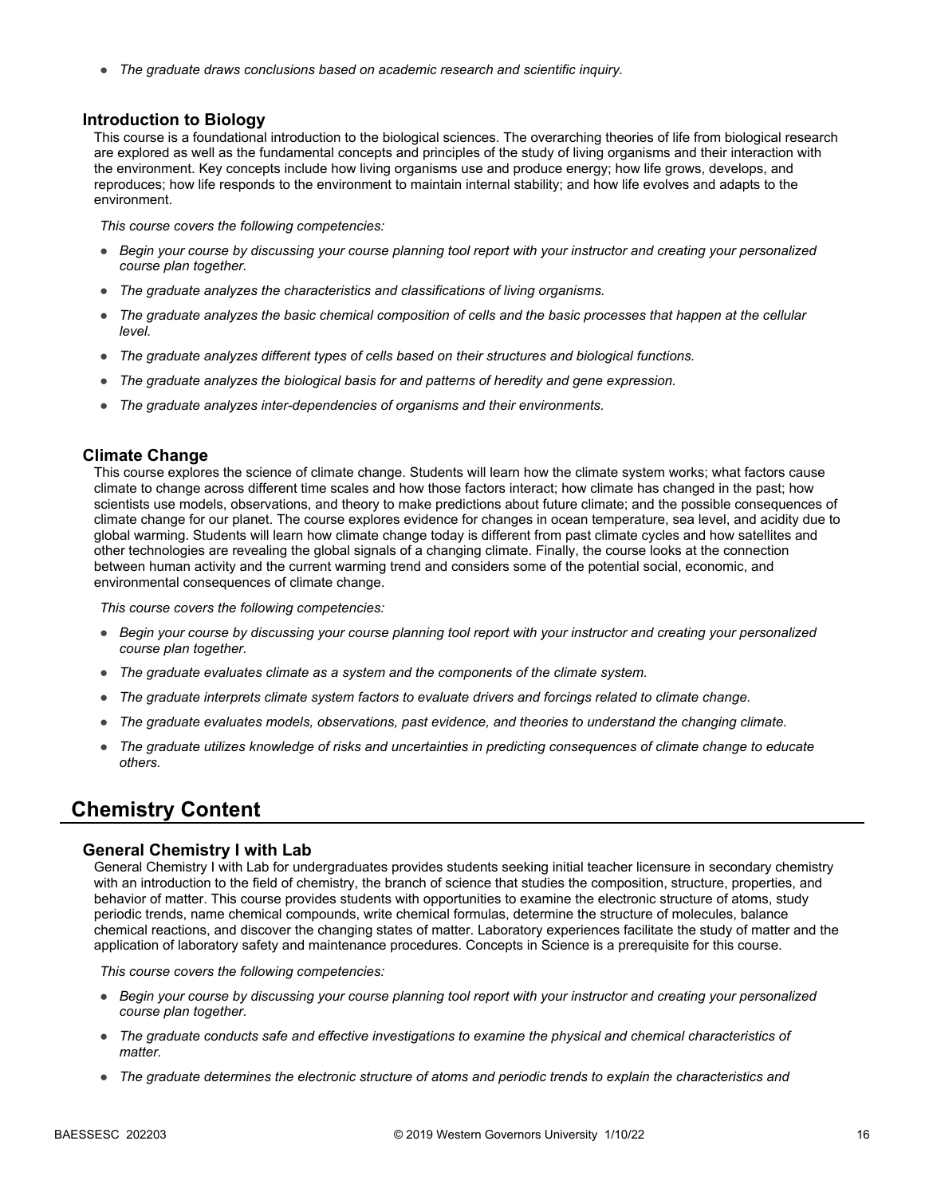- *The graduate draws conclusions based on academic research and scientific inquiry.*

### Introduction to Biology

This course is a foundational introduction to the biological sciences. The overarching theories of life from biological research are explored as well as the fundamental concepts and principles of the study of living organisms and their interaction with the environment. Key concepts include how living organisms use and produce energy; how life grows, develops, and reproduces; how life responds to the environment to maintain internal stability; and how life evolves and adapts to the environment.

*This course covers the following competencies:*

- *Begin your course by discussing your course planning tool report with your instructor and creating your personalized course plan together.*
- *The graduate analyzes the characteristics and classifications of living organisms.*
- *The graduate analyzes the basic chemical composition of cells and the basic processes that happen at the cellular level.*
- *The graduate analyzes different types of cells based on their structures and biological functions.*
- *The graduate analyzes the biological basis for and patterns of heredity and gene expression.*
- *The graduate analyzes inter-dependencies of organisms and their environments.*

### Climate Change

This course explores the science of climate change. Students will learn how the climate system works; what factors cause climate to change across different time scales and how those factors interact; how climate has changed in the past; how scientists use models, observations, and theory to make predictions about future climate; and the possible consequences of climate change for our planet. The course explores evidence for changes in ocean temperature, sea level, and acidity due to global warming. Students will learn how climate change today is different from past climate cycles and how satellites and other technologies are revealing the global signals of a changing climate. Finally, the course looks at the connection between human activity and the current warming trend and considers some of the potential social, economic, and environmental consequences of climate change.

*This course covers the following competencies:*

- *Begin your course by discussing your course planning tool report with your instructor and creating your personalized course plan together.*
- *The graduate evaluates climate as a system and the components of the climate system.*
- *The graduate interprets climate system factors to evaluate drivers and forcings related to climate change.*
- *The graduate evaluates models, observations, past evidence, and theories to understand the changing climate.*
- *The graduate utilizes knowledge of risks and uncertainties in predicting consequences of climate change to educate others.*

## Chemistry Content

### General Chemistry I with Lab

General Chemistry I with Lab for undergraduates provides students seeking initial teacher licensure in secondary chemistry with an introduction to the field of chemistry, the branch of science that studies the composition, structure, properties, and behavior of matter. This course provides students with opportunities to examine the electronic structure of atoms, study periodic trends, name chemical compounds, write chemical formulas, determine the structure of molecules, balance chemical reactions, and discover the changing states of matter. Laboratory experiences facilitate the study of matter and the application of laboratory safety and maintenance procedures. Concepts in Science is a prerequisite for this course.

*This course covers the following competencies:*

- *Begin your course by discussing your course planning tool report with your instructor and creating your personalized course plan together.*
- *The graduate conducts safe and effective investigations to examine the physical and chemical characteristics of matter.*
- *The graduate determines the electronic structure of atoms and periodic trends to explain the characteristics and*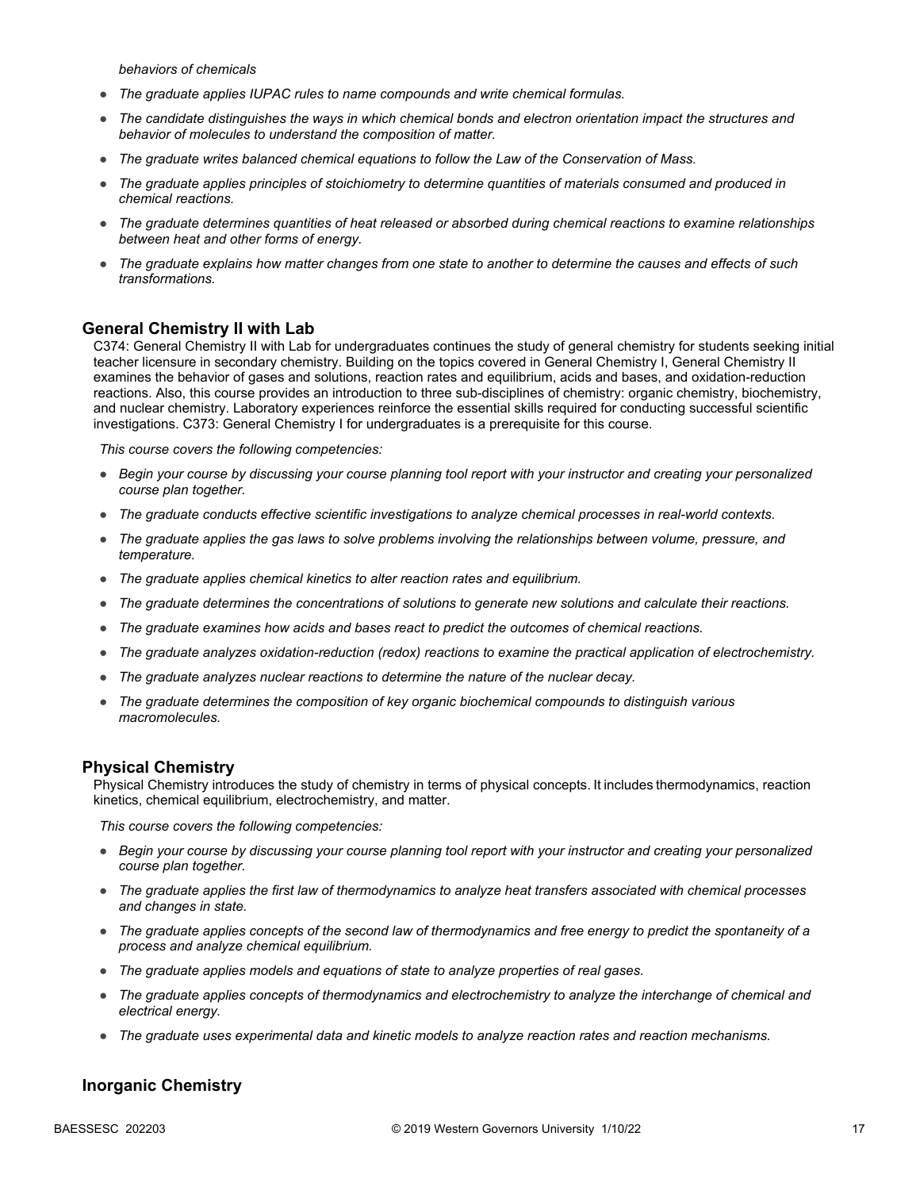*behaviors of chemicals*

- *The graduate applies IUPAC rules to name compounds and write chemical formulas.*
- *The candidate distinguishes the ways in which chemical bonds and electron orientation impact the structures and behavior of molecules to understand the composition of matter.*
- *The graduate writes balanced chemical equations to follow the Law of the Conservation of Mass.*
- *The graduate applies principles of stoichiometry to determine quantities of materials consumed and produced in chemical reactions.*
- *The graduate determines quantities of heat released or absorbed during chemical reactions to examine relationships between heat and other forms of energy.*
- *The graduate explains how matter changes from one state to another to determine the causes and effects of such transformations.*

## General Chemistry II with Lab

C374: General Chemistry II with Lab for undergraduates continues the study of general chemistry for students seeking initial teacher licensure in secondary chemistry. Building on the topics covered in General Chemistry I, General Chemistry II examines the behavior of gases and solutions, reaction rates and equilibrium, acids and bases, and oxidation-reduction reactions. Also, this course provides an introduction to three sub-disciplines of chemistry: organic chemistry, biochemistry, and nuclear chemistry. Laboratory experiences reinforce the essential skills required for conducting successful scientific investigations. C373: General Chemistry I for undergraduates is a prerequisite for this course.

*This course covers the following competencies:*

- *Begin your course by discussing your course planning tool report with your instructor and creating your personalized course plan together.*
- *The graduate conducts effective scientific investigations to analyze chemical processes in real-world contexts.*
- *The graduate applies the gas laws to solve problems involving the relationships between volume, pressure, and temperature.*
- *The graduate applies chemical kinetics to alter reaction rates and equilibrium.*
- *The graduate determines the concentrations of solutions to generate new solutions and calculate their reactions.*
- *The graduate examines how acids and bases react to predict the outcomes of chemical reactions.*
- *The graduate analyzes oxidation-reduction (redox) reactions to examine the practical application of electrochemistry.*
- *The graduate analyzes nuclear reactions to determine the nature of the nuclear decay.*
- *The graduate determines the composition of key organic biochemical compounds to distinguish various macromolecules.*

## Physical Chemistry

Physical Chemistry introduces the study of chemistry in terms of physical concepts. It includes thermodynamics, reaction kinetics, chemical equilibrium, electrochemistry, and matter.

*This course covers the following competencies:*

- *Begin your course by discussing your course planning tool report with your instructor and creating your personalized course plan together.*
- *The graduate applies the first law of thermodynamics to analyze heat transfers associated with chemical processes and changes in state.*
- *The graduate applies concepts of the second law of thermodynamics and free energy to predict the spontaneity of a process and analyze chemical equilibrium.*
- *The graduate applies models and equations of state to analyze properties of real gases.*
- *The graduate applies concepts of thermodynamics and electrochemistry to analyze the interchange of chemical and electrical energy.*
- *The graduate uses experimental data and kinetic models to analyze reaction rates and reaction mechanisms.*

## Inorganic Chemistry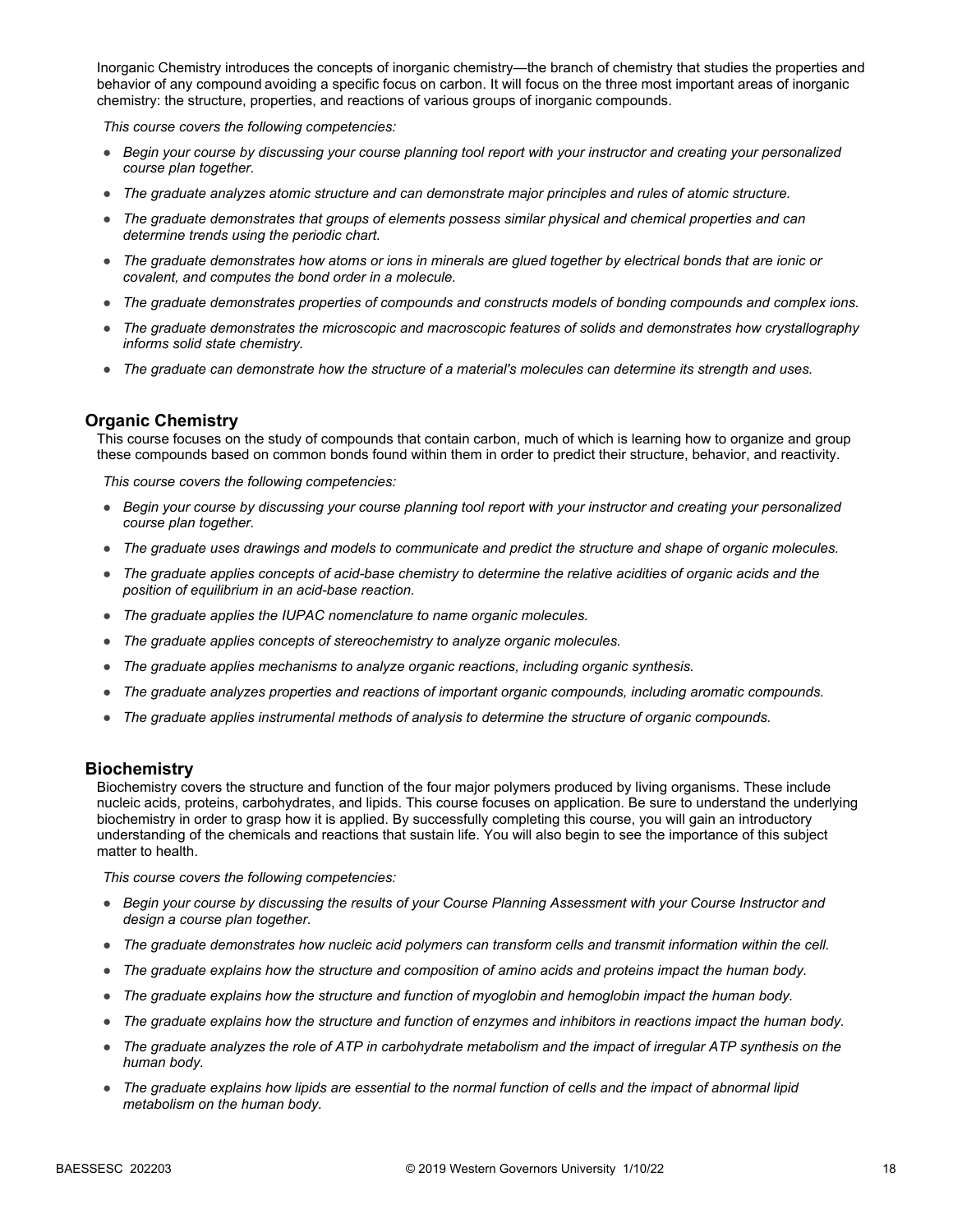Inorganic Chemistry introduces the concepts of inorganic chemistry—the branch of chemistry that studies the properties and behavior of any compound avoiding a specific focus on carbon. It will focus on the three most important areas of inorganic chemistry: the structure, properties, and reactions of various groups of inorganic compounds.

*This course covers the following competencies:*

- *Begin your course by discussing your course planning tool report with your instructor and creating your personalized course plan together.*
- *The graduate analyzes atomic structure and can demonstrate major principles and rules of atomic structure.*
- *The graduate demonstrates that groups of elements possess similar physical and chemical properties and can determine trends using the periodic chart.*
- *The graduate demonstrates how atoms or ions in minerals are glued together by electrical bonds that are ionic or covalent, and computes the bond order in a molecule.*
- *The graduate demonstrates properties of compounds and constructs models of bonding compounds and complex ions.*
- *The graduate demonstrates the microscopic and macroscopic features of solids and demonstrates how crystallography informs solid state chemistry.*
- *The graduate can demonstrate how the structure of a material's molecules can determine its strength and uses.*

## Organic Chemistry

This course focuses on the study of compounds that contain carbon, much of which is learning how to organize and group these compounds based on common bonds found within them in order to predict their structure, behavior, and reactivity.

*This course covers the following competencies:*

- *Begin your course by discussing your course planning tool report with your instructor and creating your personalized course plan together.*
- *The graduate uses drawings and models to communicate and predict the structure and shape of organic molecules.*
- *The graduate applies concepts of acid-base chemistry to determine the relative acidities of organic acids and the position of equilibrium in an acid-base reaction.*
- *The graduate applies the IUPAC nomenclature to name organic molecules.*
- *The graduate applies concepts of stereochemistry to analyze organic molecules.*
- *The graduate applies mechanisms to analyze organic reactions, including organic synthesis.*
- *The graduate analyzes properties and reactions of important organic compounds, including aromatic compounds.*
- *The graduate applies instrumental methods of analysis to determine the structure of organic compounds.*

## Biochemistry

Biochemistry covers the structure and function of the four major polymers produced by living organisms. These include nucleic acids, proteins, carbohydrates, and lipids. This course focuses on application. Be sure to understand the underlying biochemistry in order to grasp how it is applied. By successfully completing this course, you will gain an introductory understanding of the chemicals and reactions that sustain life. You will also begin to see the importance of this subject matter to health.

*This course covers the following competencies:*

- *Begin your course by discussing the results of your Course Planning Assessment with your Course Instructor and design a course plan together.*
- *The graduate demonstrates how nucleic acid polymers can transform cells and transmit information within the cell.*
- *The graduate explains how the structure and composition of amino acids and proteins impact the human body.*
- *The graduate explains how the structure and function of myoglobin and hemoglobin impact the human body.*
- *The graduate explains how the structure and function of enzymes and inhibitors in reactions impact the human body.*
- *The graduate analyzes the role of ATP in carbohydrate metabolism and the impact of irregular ATP synthesis on the human body.*
- *The graduate explains how lipids are essential to the normal function of cells and the impact of abnormal lipid metabolism on the human body.*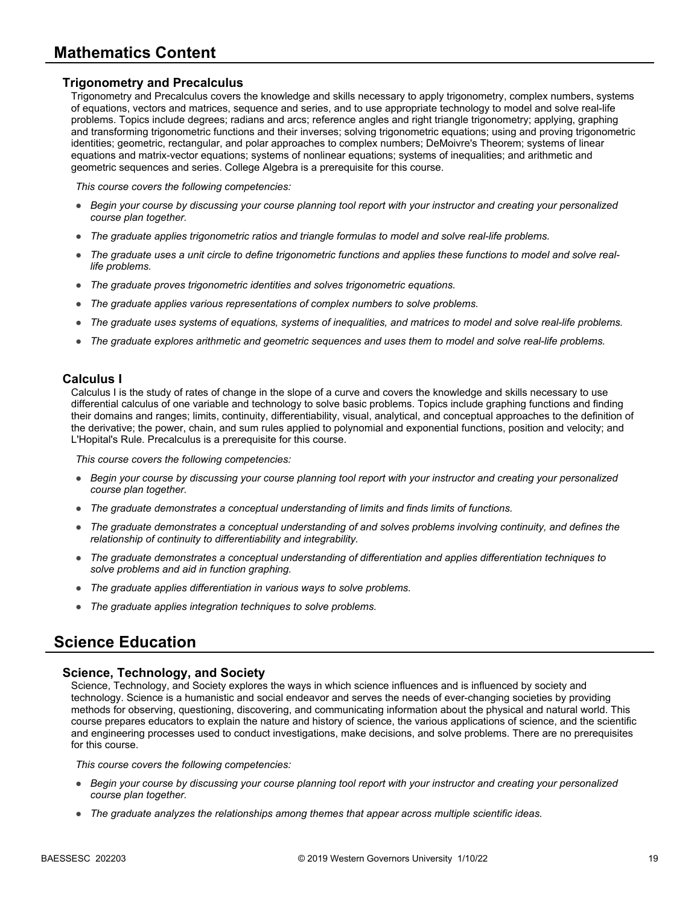## Mathematics Content

### Trigonometry and Precalculus

Trigonometry and Precalculus covers the knowledge and skills necessary to apply trigonometry, complex numbers, systems of equations, vectors and matrices, sequence and series, and to use appropriate technology to model and solve real-life problems. Topics include degrees; radians and arcs; reference angles and right triangle trigonometry; applying, graphing and transforming trigonometric functions and their inverses; solving trigonometric equations; using and proving trigonometric identities; geometric, rectangular, and polar approaches to complex numbers; DeMoivre's Theorem; systems of linear equations and matrix-vector equations; systems of nonlinear equations; systems of inequalities; and arithmetic and geometric sequences and series. College Algebra is a prerequisite for this course.

*This course covers the following competencies:*

- *Begin your course by discussing your course planning tool report with your instructor and creating your personalized course plan together.*
- *The graduate applies trigonometric ratios and triangle formulas to model and solve real-life problems.*
- *The graduate uses a unit circle to define trigonometric functions and applies these functions to model and solve real-life problems.*
- *The graduate proves trigonometric identities and solves trigonometric equations.*
- *The graduate applies various representations of complex numbers to solve problems.*
- *The graduate uses systems of equations, systems of inequalities, and matrices to model and solve real-life problems.*
- *The graduate explores arithmetic and geometric sequences and uses them to model and solve real-life problems.*

### Calculus I

Calculus I is the study of rates of change in the slope of a curve and covers the knowledge and skills necessary to use differential calculus of one variable and technology to solve basic problems. Topics include graphing functions and finding their domains and ranges; limits, continuity, differentiability, visual, analytical, and conceptual approaches to the definition of the derivative; the power, chain, and sum rules applied to polynomial and exponential functions, position and velocity; and L'Hopital's Rule. Precalculus is a prerequisite for this course.

*This course covers the following competencies:*

- *Begin your course by discussing your course planning tool report with your instructor and creating your personalized course plan together.*
- *The graduate demonstrates a conceptual understanding of limits and finds limits of functions.*
- *The graduate demonstrates a conceptual understanding of and solves problems involving continuity, and defines the relationship of continuity to differentiability and integrability.*
- *The graduate demonstrates a conceptual understanding of differentiation and applies differentiation techniques to solve problems and aid in function graphing.*
- *The graduate applies differentiation in various ways to solve problems.*
- *The graduate applies integration techniques to solve problems.*

## Science Education

### Science, Technology, and Society

Science, Technology, and Society explores the ways in which science influences and is influenced by society and technology. Science is a humanistic and social endeavor and serves the needs of ever-changing societies by providing methods for observing, questioning, discovering, and communicating information about the physical and natural world. This course prepares educators to explain the nature and history of science, the various applications of science, and the scientific and engineering processes used to conduct investigations, make decisions, and solve problems. There are no prerequisites for this course.

*This course covers the following competencies:*

- *Begin your course by discussing your course planning tool report with your instructor and creating your personalized course plan together.*
- *The graduate analyzes the relationships among themes that appear across multiple scientific ideas.*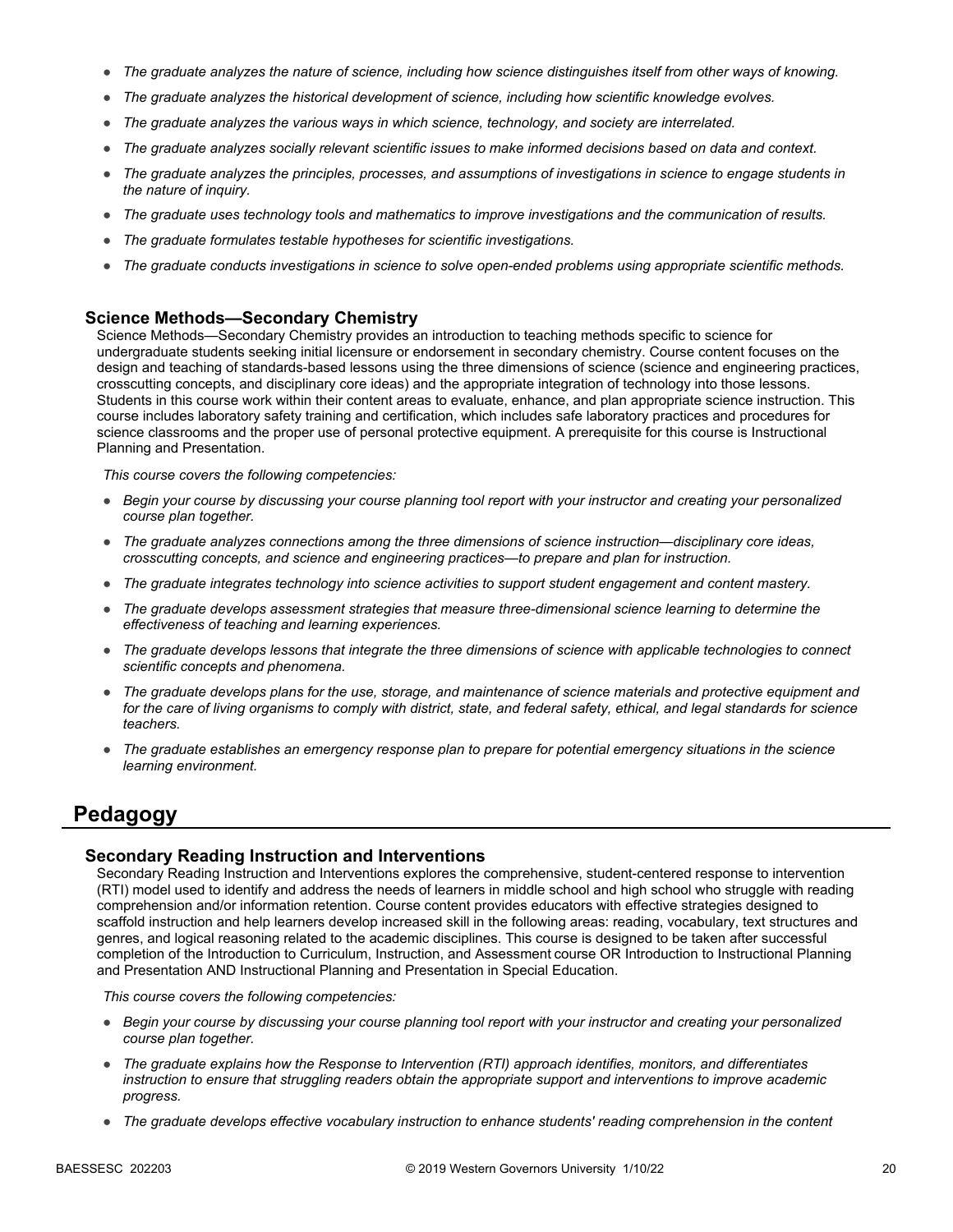- *The graduate analyzes the nature of science, including how science distinguishes itself from other ways of knowing.*
- *The graduate analyzes the historical development of science, including how scientific knowledge evolves.*
- *The graduate analyzes the various ways in which science, technology, and society are interrelated.*
- *The graduate analyzes socially relevant scientific issues to make informed decisions based on data and context.*
- *The graduate analyzes the principles, processes, and assumptions of investigations in science to engage students in the nature of inquiry.*
- *The graduate uses technology tools and mathematics to improve investigations and the communication of results.*
- *The graduate formulates testable hypotheses for scientific investigations.*
- *The graduate conducts investigations in science to solve open-ended problems using appropriate scientific methods.*

### Science Methods—Secondary Chemistry

Science Methods—Secondary Chemistry provides an introduction to teaching methods specific to science for undergraduate students seeking initial licensure or endorsement in secondary chemistry. Course content focuses on the design and teaching of standards-based lessons using the three dimensions of science (science and engineering practices, crosscutting concepts, and disciplinary core ideas) and the appropriate integration of technology into those lessons. Students in this course work within their content areas to evaluate, enhance, and plan appropriate science instruction. This course includes laboratory safety training and certification, which includes safe laboratory practices and procedures for science classrooms and the proper use of personal protective equipment. A prerequisite for this course is Instructional Planning and Presentation.

*This course covers the following competencies:*

- *Begin your course by discussing your course planning tool report with your instructor and creating your personalized course plan together.*
- *The graduate analyzes connections among the three dimensions of science instruction—disciplinary core ideas, crosscutting concepts, and science and engineering practices—to prepare and plan for instruction.*
- *The graduate integrates technology into science activities to support student engagement and content mastery.*
- *The graduate develops assessment strategies that measure three-dimensional science learning to determine the effectiveness of teaching and learning experiences.*
- *The graduate develops lessons that integrate the three dimensions of science with applicable technologies to connect scientific concepts and phenomena.*
- *The graduate develops plans for the use, storage, and maintenance of science materials and protective equipment and for the care of living organisms to comply with district, state, and federal safety, ethical, and legal standards for science teachers.*
- *The graduate establishes an emergency response plan to prepare for potential emergency situations in the science learning environment.*

## Pedagogy

### Secondary Reading Instruction and Interventions

Secondary Reading Instruction and Interventions explores the comprehensive, student-centered response to intervention (RTI) model used to identify and address the needs of learners in middle school and high school who struggle with reading comprehension and/or information retention. Course content provides educators with effective strategies designed to scaffold instruction and help learners develop increased skill in the following areas: reading, vocabulary, text structures and genres, and logical reasoning related to the academic disciplines. This course is designed to be taken after successful completion of the Introduction to Curriculum, Instruction, and Assessment course OR Introduction to Instructional Planning and Presentation AND Instructional Planning and Presentation in Special Education.

*This course covers the following competencies:*

- *Begin your course by discussing your course planning tool report with your instructor and creating your personalized course plan together.*
- *The graduate explains how the Response to Intervention (RTI) approach identifies, monitors, and differentiates instruction to ensure that struggling readers obtain the appropriate support and interventions to improve academic progress.*
- *The graduate develops effective vocabulary instruction to enhance students' reading comprehension in the content*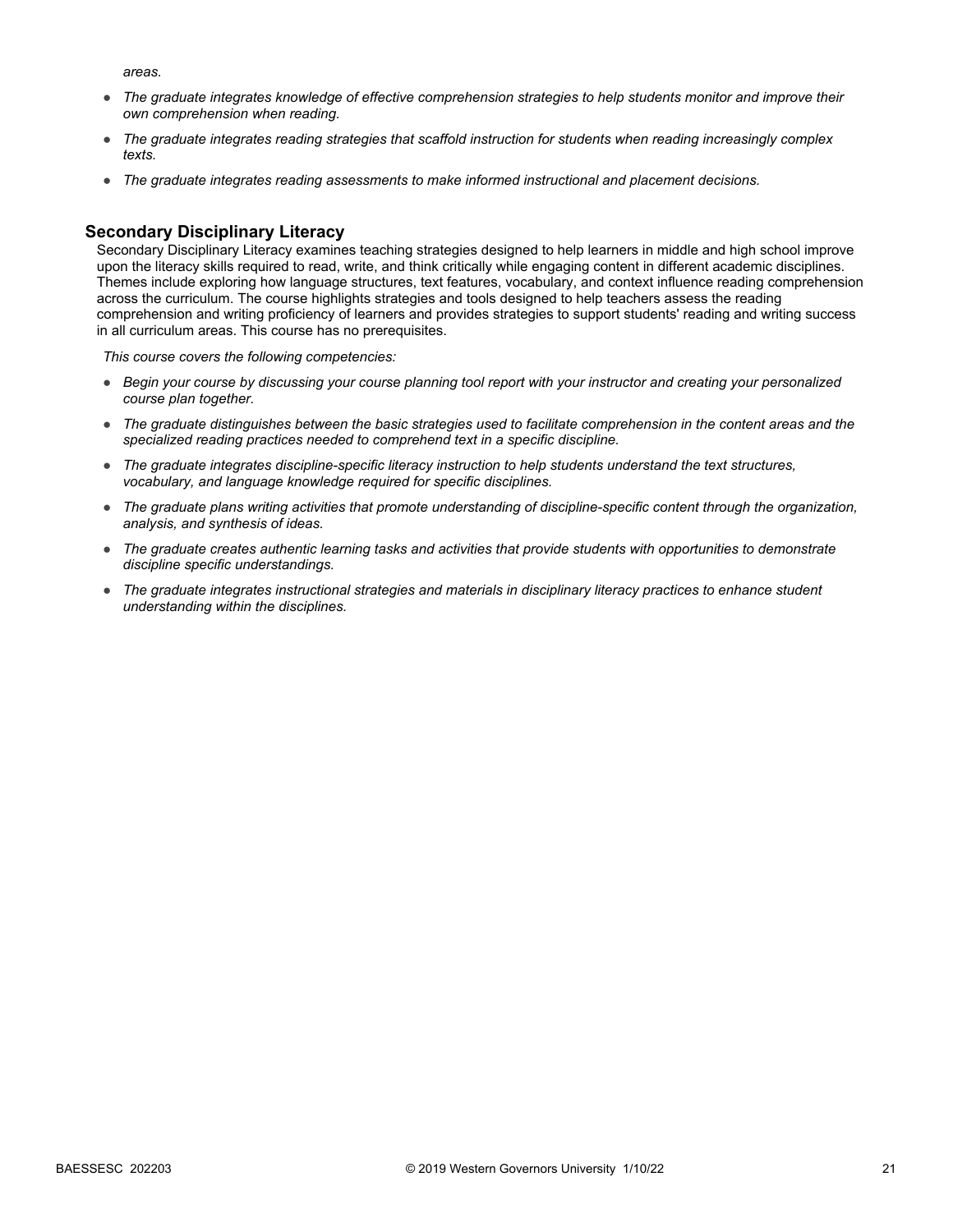*areas.*

- *The graduate integrates knowledge of effective comprehension strategies to help students monitor and improve their own comprehension when reading.*
- *The graduate integrates reading strategies that scaffold instruction for students when reading increasingly complex texts.*
- *The graduate integrates reading assessments to make informed instructional and placement decisions.*

### Secondary Disciplinary Literacy

Secondary Disciplinary Literacy examines teaching strategies designed to help learners in middle and high school improve upon the literacy skills required to read, write, and think critically while engaging content in different academic disciplines. Themes include exploring how language structures, text features, vocabulary, and context influence reading comprehension across the curriculum. The course highlights strategies and tools designed to help teachers assess the reading comprehension and writing proficiency of learners and provides strategies to support students' reading and writing success in all curriculum areas. This course has no prerequisites.

*This course covers the following competencies:*

- *Begin your course by discussing your course planning tool report with your instructor and creating your personalized course plan together.*
- *The graduate distinguishes between the basic strategies used to facilitate comprehension in the content areas and the specialized reading practices needed to comprehend text in a specific discipline.*
- *The graduate integrates discipline-specific literacy instruction to help students understand the text structures, vocabulary, and language knowledge required for specific disciplines.*
- *The graduate plans writing activities that promote understanding of discipline-specific content through the organization, analysis, and synthesis of ideas.*
- *The graduate creates authentic learning tasks and activities that provide students with opportunities to demonstrate discipline specific understandings.*
- *The graduate integrates instructional strategies and materials in disciplinary literacy practices to enhance student understanding within the disciplines.*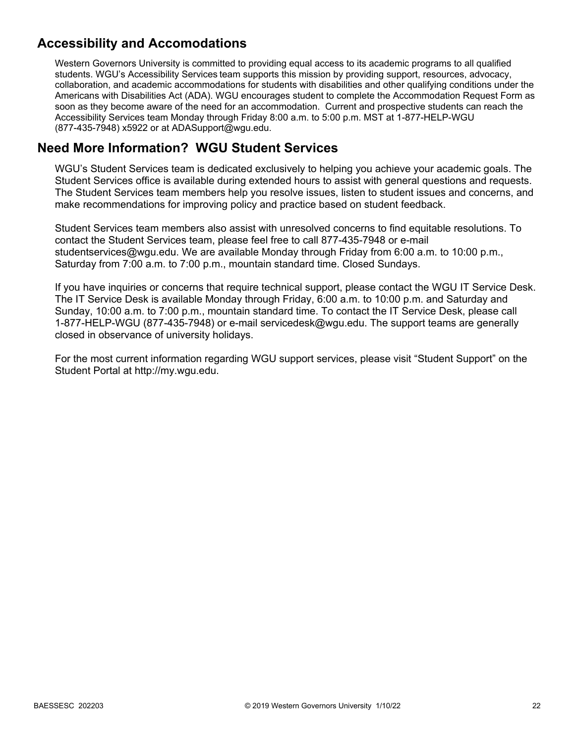## Accessibility and Accomodations

Western Governors University is committed to providing equal access to its academic programs to all qualified students. WGU's Accessibility Services team supports this mission by providing support, resources, advocacy, collaboration, and academic accommodations for students with disabilities and other qualifying conditions under the Americans with Disabilities Act (ADA). WGU encourages student to complete the Accommodation Request Form as soon as they become aware of the need for an accommodation. Current and prospective students can reach the Accessibility Services team Monday through Friday 8:00 a.m. to 5:00 p.m. MST at 1-877-HELP-WGU (877-435-7948) x5922 or at ADASupport@wgu.edu.

## Need More Information? WGU Student Services

WGU's Student Services team is dedicated exclusively to helping you achieve your academic goals. The Student Services office is available during extended hours to assist with general questions and requests. The Student Services team members help you resolve issues, listen to student issues and concerns, and make recommendations for improving policy and practice based on student feedback.

Student Services team members also assist with unresolved concerns to find equitable resolutions. To contact the Student Services team, please feel free to call 877-435-7948 or e-mail studentservices@wgu.edu. We are available Monday through Friday from 6:00 a.m. to 10:00 p.m., Saturday from 7:00 a.m. to 7:00 p.m., mountain standard time. Closed Sundays.

If you have inquiries or concerns that require technical support, please contact the WGU IT Service Desk. The IT Service Desk is available Monday through Friday, 6:00 a.m. to 10:00 p.m. and Saturday and Sunday, 10:00 a.m. to 7:00 p.m., mountain standard time. To contact the IT Service Desk, please call 1-877-HELP-WGU (877-435-7948) or e-mail servicedesk@wgu.edu. The support teams are generally closed in observance of university holidays.

For the most current information regarding WGU support services, please visit "Student Support" on the Student Portal at http://my.wgu.edu.